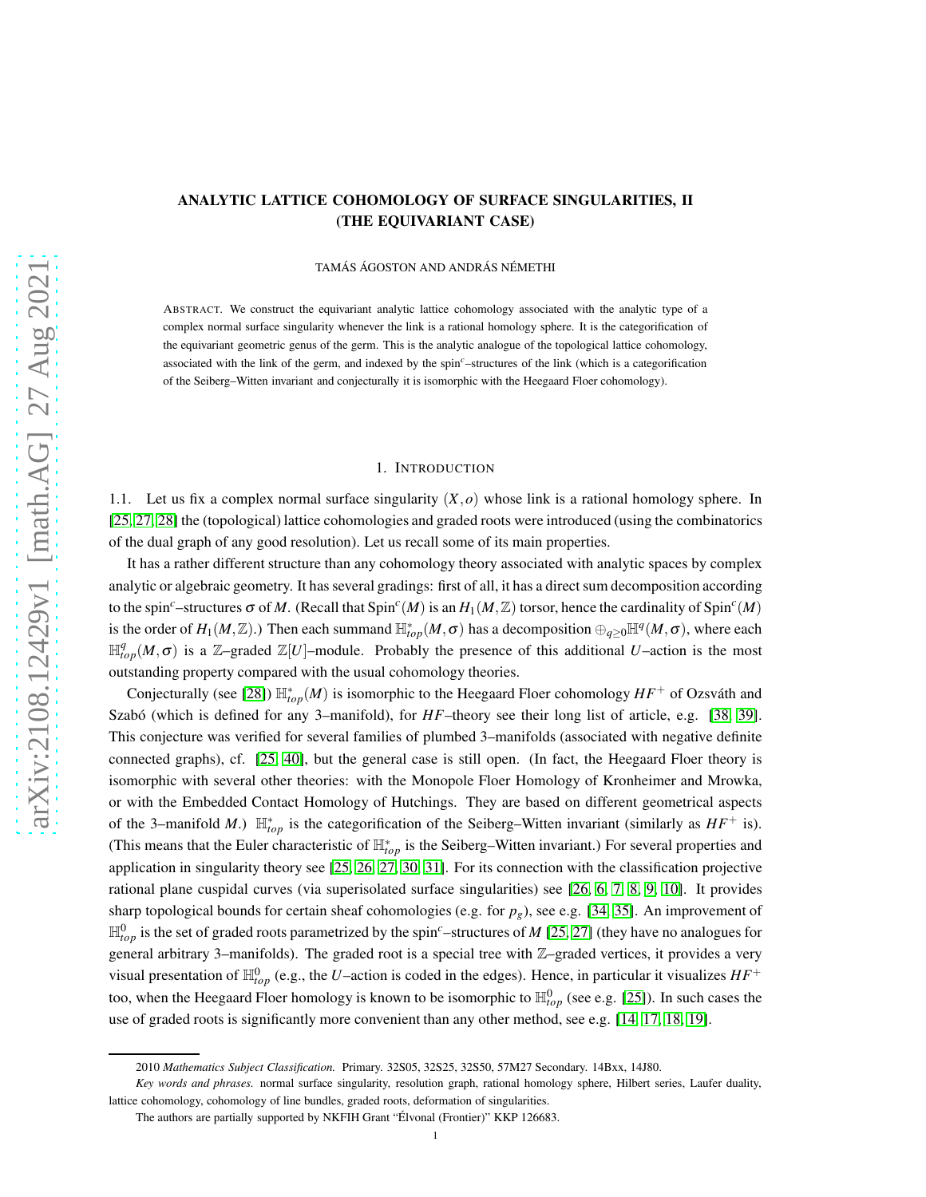# ANALYTIC LATTICE COHOMOLOGY OF SURFACE SINGULARITIES, II (THE EQUIVARIANT CASE)

TAMÁS ÁGOSTON AND ANDRÁS NÉMETHI

ABSTRACT. We construct the equivariant analytic lattice cohomology associated with the analytic type of a complex normal surface singularity whenever the link is a rational homology sphere. It is the categorification of the equivariant geometric genus of the germ. This is the analytic analogue of the topological lattice cohomology, associated with the link of the germ, and indexed by the spin$^c$–structures of the link (which is a categorification of the Seiberg–Witten invariant and conjecturally it is isomorphic with the Heegaard Floer cohomology).

## 1. INTRODUCTION

1.1. Let us fix a complex normal surface singularity $(X,o)$ whose link is a rational homology sphere. In [25, 27, 28] the (topological) lattice cohomologies and graded roots were introduced (using the combinatorics of the dual graph of any good resolution). Let us recall some of its main properties.

It has a rather different structure than any cohomology theory associated with analytic spaces by complex analytic or algebraic geometry. It has several gradings: first of all, it has a direct sum decomposition according to the spin$^c$–structures $\sigma$ of $M$. (Recall that $\mathrm{Spin}^c(M)$ is an $H_1(M,\mathbb{Z})$ torsor, hence the cardinality of $\mathrm{Spin}^c(M)$ is the order of $H_1(M,\mathbb{Z})$.) Then each summand $\mathbb{H}^*_{top}(M,\sigma)$ has a decomposition $\oplus_{q\geq 0}\mathbb{H}^q(M,\sigma)$, where each $\mathbb{H}^q_{top}(M,\sigma)$ is a $\mathbb{Z}$–graded $\mathbb{Z}[U]$–module. Probably the presence of this additional $U$–action is the most outstanding property compared with the usual cohomology theories.

Conjecturally (see [28]) $\mathbb{H}^*_{top}(M)$ is isomorphic to the Heegaard Floer cohomology $HF^+$ of Ozsváth and Szabó (which is defined for any 3–manifold), for $HF$–theory see their long list of article, e.g. [38, 39]. This conjecture was verified for several families of plumbed 3–manifolds (associated with negative definite connected graphs), cf. [25, 40], but the general case is still open. (In fact, the Heegaard Floer theory is isomorphic with several other theories: with the Monopole Floer Homology of Kronheimer and Mrowka, or with the Embedded Contact Homology of Hutchings. They are based on different geometrical aspects of the 3–manifold $M$.) $\mathbb{H}^*_{top}$ is the categorification of the Seiberg–Witten invariant (similarly as $HF^+$ is). (This means that the Euler characteristic of $\mathbb{H}^*_{top}$ is the Seiberg–Witten invariant.) For several properties and application in singularity theory see [25, 26, 27, 30, 31]. For its connection with the classification projective rational plane cuspidal curves (via superisolated surface singularities) see [26, 6, 7, 8, 9, 10]. It provides sharp topological bounds for certain sheaf cohomologies (e.g. for $p_g$), see e.g. [34, 35]. An improvement of $\mathbb{H}^0_{top}$ is the set of graded roots parametrized by the spin$^c$–structures of $M$ [25, 27] (they have no analogues for general arbitrary 3–manifolds). The graded root is a special tree with $\mathbb{Z}$–graded vertices, it provides a very visual presentation of $\mathbb{H}^0_{top}$ (e.g., the $U$–action is coded in the edges). Hence, in particular it visualizes $HF^+$ too, when the Heegaard Floer homology is known to be isomorphic to $\mathbb{H}^0_{top}$ (see e.g. [25]). In such cases the use of graded roots is significantly more convenient than any other method, see e.g. [14, 17, 18, 19].

---

2010 *Mathematics Subject Classification.* Primary. 32S05, 32S25, 32S50, 57M27 Secondary. 14Bxx, 14J80.

*Key words and phrases.* normal surface singularity, resolution graph, rational homology sphere, Hilbert series, Laufer duality, lattice cohomology, cohomology of line bundles, graded roots, deformation of singularities.

The authors are partially supported by NKFIH Grant "Élvonal (Frontier)" KKP 126683.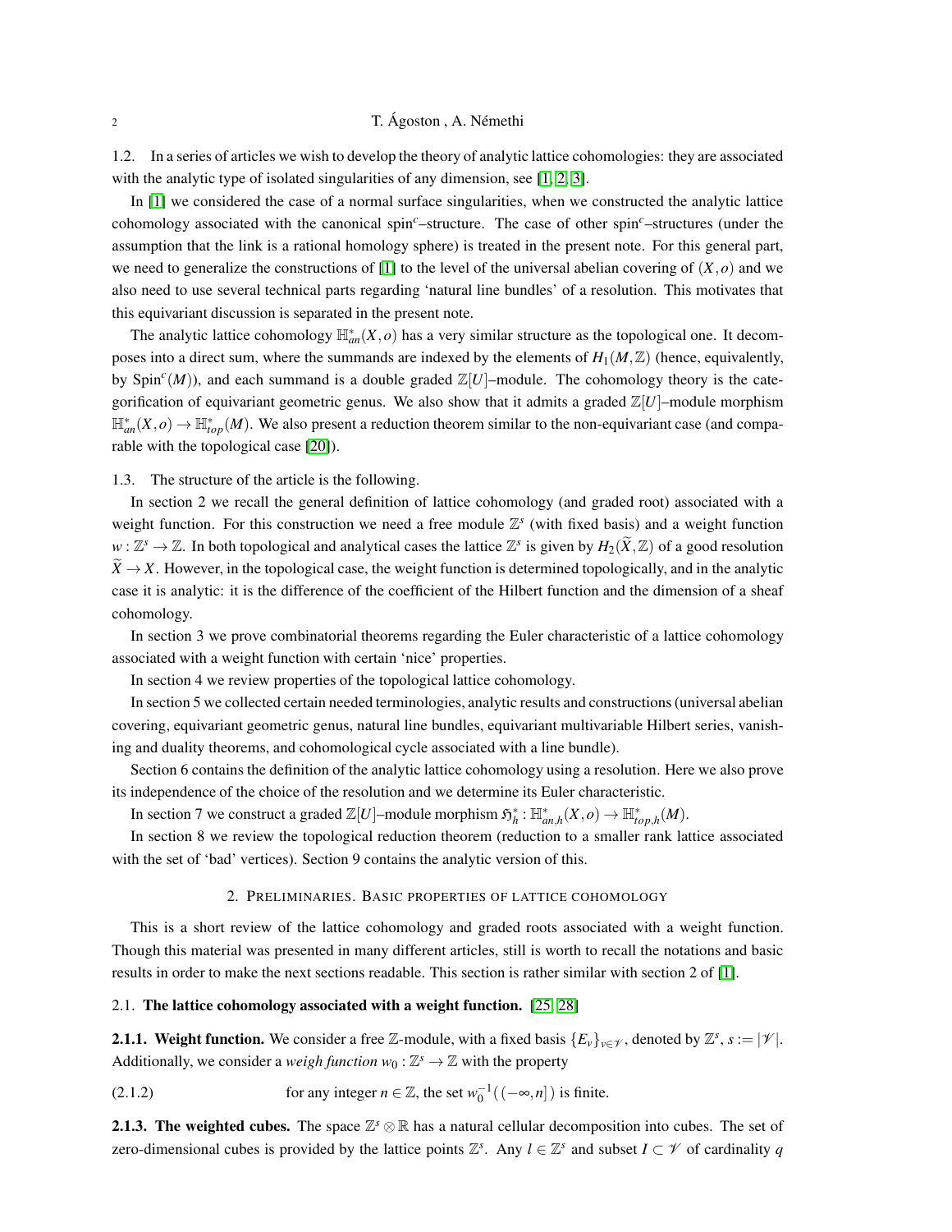1.2. In a series of articles we wish to develop the theory of analytic lattice cohomologies: they are associated with the analytic type of isolated singularities of any dimension, see [1, 2, 3].

In [1] we considered the case of a normal surface singularities, when we constructed the analytic lattice cohomology associated with the canonical spin$^c$–structure. The case of other spin$^c$–structures (under the assumption that the link is a rational homology sphere) is treated in the present note. For this general part, we need to generalize the constructions of [1] to the level of the universal abelian covering of $(X,o)$ and we also need to use several technical parts regarding 'natural line bundles' of a resolution. This motivates that this equivariant discussion is separated in the present note.

The analytic lattice cohomology $\mathbb{H}^*_{an}(X,o)$ has a very similar structure as the topological one. It decomposes into a direct sum, where the summands are indexed by the elements of $H_1(M,\mathbb{Z})$ (hence, equivalently, by $\mathrm{Spin}^c(M)$), and each summand is a double graded $\mathbb{Z}[U]$–module. The cohomology theory is the categorification of equivariant geometric genus. We also show that it admits a graded $\mathbb{Z}[U]$–module morphism $\mathbb{H}^*_{an}(X,o) \to \mathbb{H}^*_{top}(M)$. We also present a reduction theorem similar to the non-equivariant case (and comparable with the topological case [20]).

1.3. The structure of the article is the following.

In section 2 we recall the general definition of lattice cohomology (and graded root) associated with a weight function. For this construction we need a free module $\mathbb{Z}^s$ (with fixed basis) and a weight function $w : \mathbb{Z}^s \to \mathbb{Z}$. In both topological and analytical cases the lattice $\mathbb{Z}^s$ is given by $H_2(\widetilde{X},\mathbb{Z})$ of a good resolution $\widetilde{X} \to X$. However, in the topological case, the weight function is determined topologically, and in the analytic case it is analytic: it is the difference of the coefficient of the Hilbert function and the dimension of a sheaf cohomology.

In section 3 we prove combinatorial theorems regarding the Euler characteristic of a lattice cohomology associated with a weight function with certain 'nice' properties.

In section 4 we review properties of the topological lattice cohomology.

In section 5 we collected certain needed terminologies, analytic results and constructions (universal abelian covering, equivariant geometric genus, natural line bundles, equivariant multivariable Hilbert series, vanishing and duality theorems, and cohomological cycle associated with a line bundle).

Section 6 contains the definition of the analytic lattice cohomology using a resolution. Here we also prove its independence of the choice of the resolution and we determine its Euler characteristic.

In section 7 we construct a graded $\mathbb{Z}[U]$–module morphism $\mathfrak{H}^*_h : \mathbb{H}^*_{an,h}(X,o) \to \mathbb{H}^*_{top,h}(M)$.

In section 8 we review the topological reduction theorem (reduction to a smaller rank lattice associated with the set of 'bad' vertices). Section 9 contains the analytic version of this.

## 2. Preliminaries. Basic properties of lattice cohomology

This is a short review of the lattice cohomology and graded roots associated with a weight function. Though this material was presented in many different articles, still is worth to recall the notations and basic results in order to make the next sections readable. This section is rather similar with section 2 of [1].

### 2.1. The lattice cohomology associated with a weight function. [25, 28]

**2.1.1. Weight function.** We consider a free $\mathbb{Z}$-module, with a fixed basis $\{E_v\}_{v\in\mathscr{V}}$, denoted by $\mathbb{Z}^s$, $s := |\mathscr{V}|$. Additionally, we consider a *weigh function* $w_0 : \mathbb{Z}^s \to \mathbb{Z}$ with the property

(2.1.2) $\qquad$ for any integer $n \in \mathbb{Z}$, the set $w_0^{-1}((-\infty,n])$ is finite.

**2.1.3. The weighted cubes.** The space $\mathbb{Z}^s \otimes \mathbb{R}$ has a natural cellular decomposition into cubes. The set of zero-dimensional cubes is provided by the lattice points $\mathbb{Z}^s$. Any $l \in \mathbb{Z}^s$ and subset $I \subset \mathscr{V}$ of cardinality $q$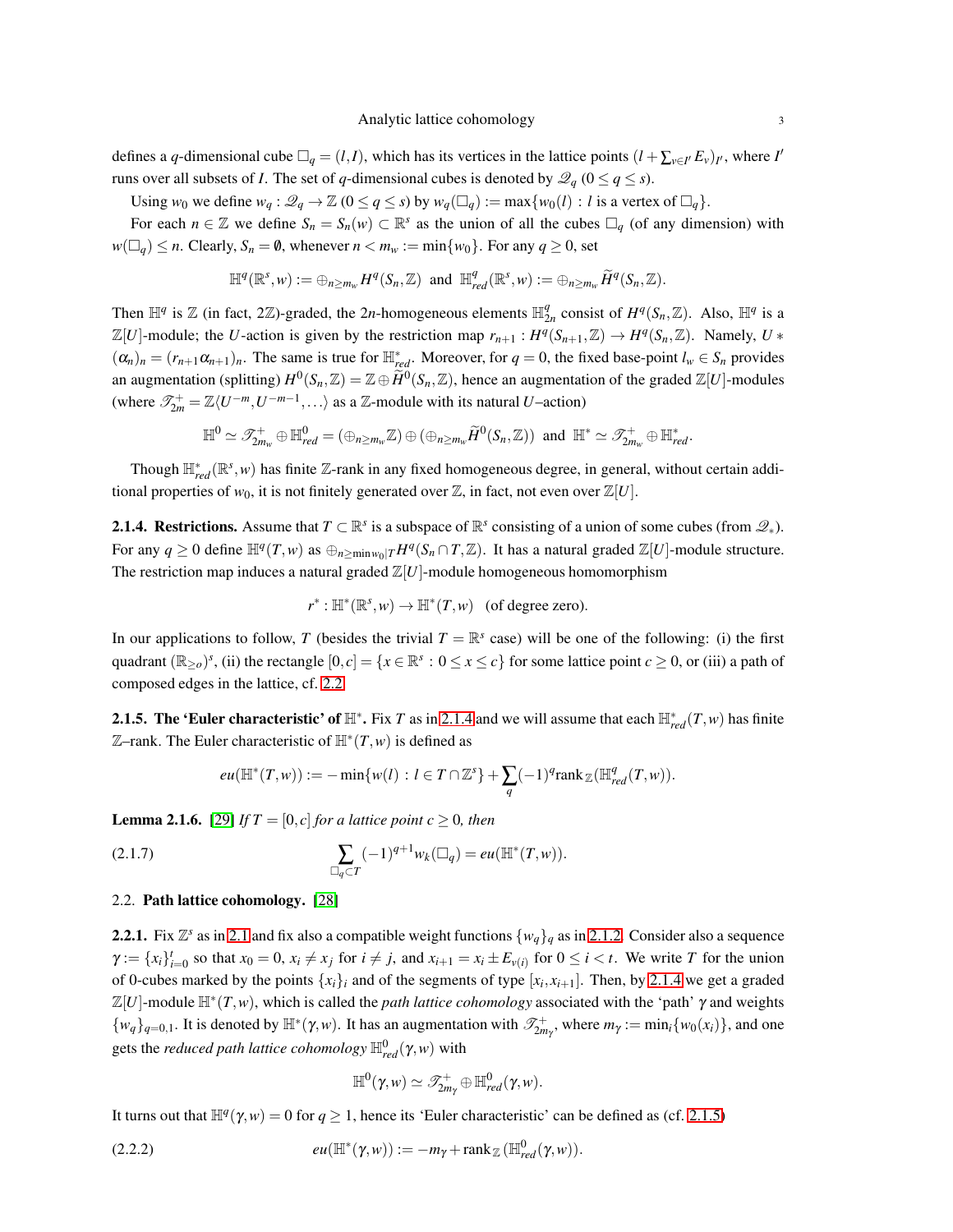defines a $q$-dimensional cube $\square_q = (l, I)$, which has its vertices in the lattice points $(l + \sum_{v \in I'} E_v)_{I'}$, where $I'$ runs over all subsets of $I$. The set of $q$-dimensional cubes is denoted by $\mathcal{Q}_q$ $(0 \le q \le s)$.

Using $w_0$ we define $w_q : \mathcal{Q}_q \to \mathbb{Z}$ $(0 \le q \le s)$ by $w_q(\square_q) := \max\{w_0(l) : l \text{ is a vertex of } \square_q\}$.

For each $n \in \mathbb{Z}$ we define $S_n = S_n(w) \subset \mathbb{R}^s$ as the union of all the cubes $\square_q$ (of any dimension) with $w(\square_q) \le n$. Clearly, $S_n = \emptyset$, whenever $n < m_w := \min\{w_0\}$. For any $q \ge 0$, set

$$\mathbb{H}^q(\mathbb{R}^s, w) := \oplus_{n \ge m_w} H^q(S_n, \mathbb{Z}) \text{ and } \mathbb{H}^q_{red}(\mathbb{R}^s, w) := \oplus_{n \ge m_w} \widetilde{H}^q(S_n, \mathbb{Z}).$$

Then $\mathbb{H}^q$ is $\mathbb{Z}$ (in fact, $2\mathbb{Z}$)-graded, the $2n$-homogeneous elements $\mathbb{H}^q_{2n}$ consist of $H^q(S_n, \mathbb{Z})$. Also, $\mathbb{H}^q$ is a $\mathbb{Z}[U]$-module; the $U$-action is given by the restriction map $r_{n+1} : H^q(S_{n+1}, \mathbb{Z}) \to H^q(S_n, \mathbb{Z})$. Namely, $U * (\alpha_n)_n = (r_{n+1}\alpha_{n+1})_n$. The same is true for $\mathbb{H}^*_{red}$. Moreover, for $q = 0$, the fixed base-point $l_w \in S_n$ provides an augmentation (splitting) $H^0(S_n, \mathbb{Z}) = \mathbb{Z} \oplus \widetilde{H}^0(S_n, \mathbb{Z})$, hence an augmentation of the graded $\mathbb{Z}[U]$-modules (where $\mathcal{T}^+_{2m} = \mathbb{Z}\langle U^{-m}, U^{-m-1}, \dots\rangle$ as a $\mathbb{Z}$-module with its natural $U$–action)

$$\mathbb{H}^0 \simeq \mathcal{T}^+_{2m_w} \oplus \mathbb{H}^0_{red} = (\oplus_{n \ge m_w} \mathbb{Z}) \oplus (\oplus_{n \ge m_w} \widetilde{H}^0(S_n, \mathbb{Z})) \text{ and } \mathbb{H}^* \simeq \mathcal{T}^+_{2m_w} \oplus \mathbb{H}^*_{red}.$$

Though $\mathbb{H}^*_{red}(\mathbb{R}^s, w)$ has finite $\mathbb{Z}$-rank in any fixed homogeneous degree, in general, without certain additional properties of $w_0$, it is not finitely generated over $\mathbb{Z}$, in fact, not even over $\mathbb{Z}[U]$.

**2.1.4. Restrictions.** Assume that $T \subset \mathbb{R}^s$ is a subspace of $\mathbb{R}^s$ consisting of a union of some cubes (from $\mathcal{Q}_*$). For any $q \ge 0$ define $\mathbb{H}^q(T, w)$ as $\oplus_{n \ge \min w_0|T} H^q(S_n \cap T, \mathbb{Z})$. It has a natural graded $\mathbb{Z}[U]$-module structure. The restriction map induces a natural graded $\mathbb{Z}[U]$-module homogeneous homomorphism

$$r^* : \mathbb{H}^*(\mathbb{R}^s, w) \to \mathbb{H}^*(T, w) \quad \text{(of degree zero)}.$$

In our applications to follow, $T$ (besides the trivial $T = \mathbb{R}^s$ case) will be one of the following: (i) the first quadrant $(\mathbb{R}_{\ge o})^s$, (ii) the rectangle $[0, c] = \{x \in \mathbb{R}^s : 0 \le x \le c\}$ for some lattice point $c \ge 0$, or (iii) a path of composed edges in the lattice, cf. 2.2.

**2.1.5. The 'Euler characteristic' of $\mathbb{H}^*$.** Fix $T$ as in 2.1.4 and we will assume that each $\mathbb{H}^*_{red}(T, w)$ has finite $\mathbb{Z}$–rank. The Euler characteristic of $\mathbb{H}^*(T, w)$ is defined as

$$eu(\mathbb{H}^*(T, w)) := -\min\{w(l) : l \in T \cap \mathbb{Z}^s\} + \sum_q (-1)^q \operatorname{rank}_{\mathbb{Z}}(\mathbb{H}^q_{red}(T, w)).$$

**Lemma 2.1.6.** [29] *If $T = [0, c]$ for a lattice point $c \ge 0$, then*

$$\sum_{\square_q \subset T} (-1)^{q+1} w_k(\square_q) = eu(\mathbb{H}^*(T, w)). \tag{2.1.7}$$

## 2.2. Path lattice cohomology. [28]

**2.2.1.** Fix $\mathbb{Z}^s$ as in 2.1 and fix also a compatible weight functions $\{w_q\}_q$ as in 2.1.2. Consider also a sequence $\gamma := \{x_i\}_{i=0}^t$ so that $x_0 = 0$, $x_i \ne x_j$ for $i \ne j$, and $x_{i+1} = x_i \pm E_{v(i)}$ for $0 \le i < t$. We write $T$ for the union of 0-cubes marked by the points $\{x_i\}_i$ and of the segments of type $[x_i, x_{i+1}]$. Then, by 2.1.4 we get a graded $\mathbb{Z}[U]$-module $\mathbb{H}^*(T, w)$, which is called the *path lattice cohomology* associated with the 'path' $\gamma$ and weights $\{w_q\}_{q=0,1}$. It is denoted by $\mathbb{H}^*(\gamma, w)$. It has an augmentation with $\mathcal{T}^+_{2m_\gamma}$, where $m_\gamma := \min_i\{w_0(x_i)\}$, and one gets the *reduced path lattice cohomology* $\mathbb{H}^0_{red}(\gamma, w)$ with

$$\mathbb{H}^0(\gamma, w) \simeq \mathcal{T}^+_{2m_\gamma} \oplus \mathbb{H}^0_{red}(\gamma, w).$$

It turns out that $\mathbb{H}^q(\gamma, w) = 0$ for $q \ge 1$, hence its 'Euler characteristic' can be defined as (cf. 2.1.5)

$$eu(\mathbb{H}^*(\gamma, w)) := -m_\gamma + \operatorname{rank}_{\mathbb{Z}}(\mathbb{H}^0_{red}(\gamma, w)). \tag{2.2.2}$$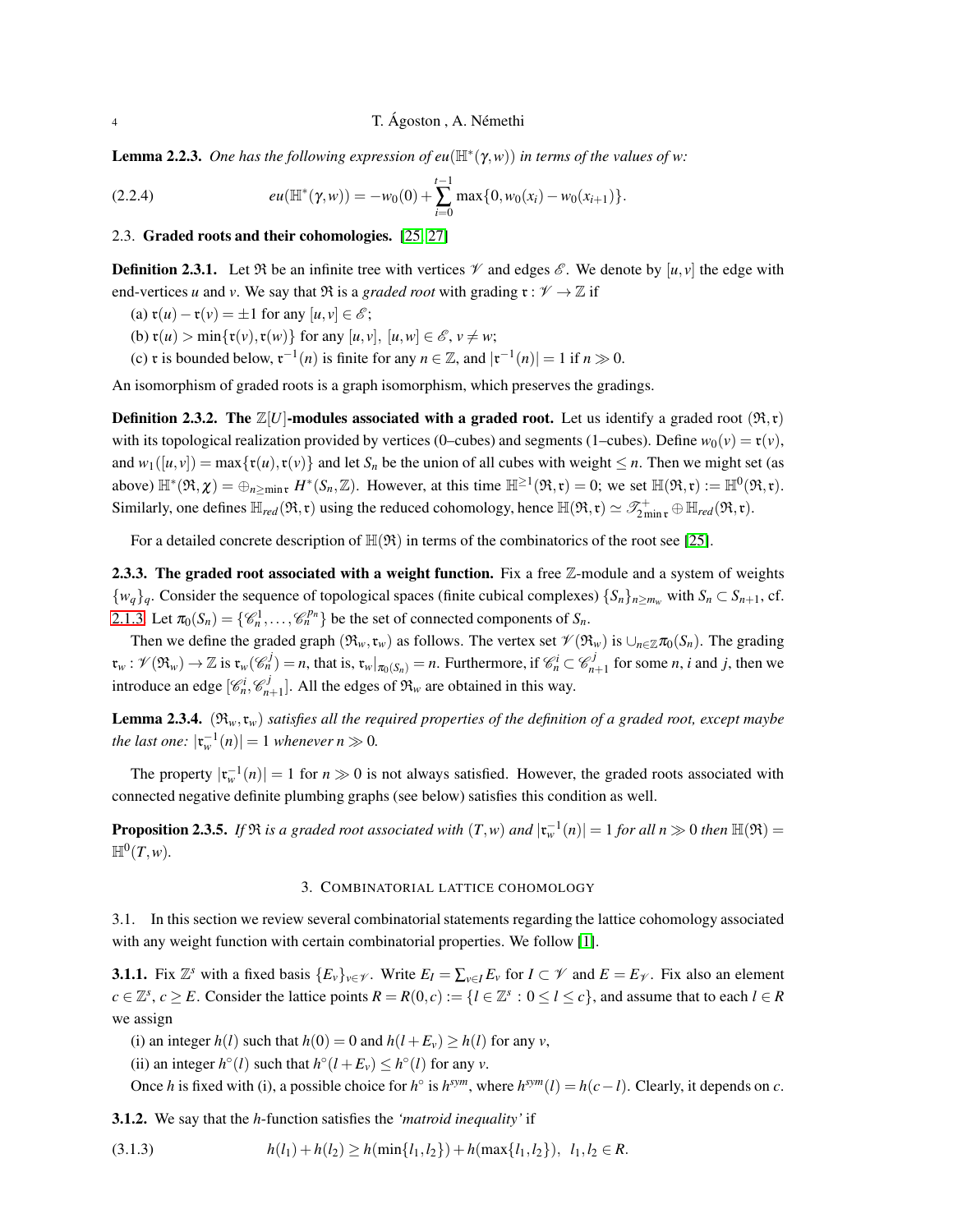**Lemma 2.2.3.** *One has the following expression of $eu(\mathbb{H}^*(\gamma,w))$ in terms of the values of $w$:*

$$eu(\mathbb{H}^*(\gamma,w)) = -w_0(0) + \sum_{i=0}^{t-1} \max\{0, w_0(x_i) - w_0(x_{i+1})\}. \tag{2.2.4}$$

### 2.3. Graded roots and their cohomologies. [25, 27]

**Definition 2.3.1.** Let $\mathfrak{R}$ be an infinite tree with vertices $\mathscr{V}$ and edges $\mathscr{E}$. We denote by $[u,v]$ the edge with end-vertices $u$ and $v$. We say that $\mathfrak{R}$ is a *graded root* with grading $\mathfrak{r}: \mathscr{V} \to \mathbb{Z}$ if

(a) $\mathfrak{r}(u) - \mathfrak{r}(v) = \pm 1$ for any $[u,v] \in \mathscr{E}$;

(b) $\mathfrak{r}(u) > \min\{\mathfrak{r}(v), \mathfrak{r}(w)\}$ for any $[u,v]$, $[u,w] \in \mathscr{E}$, $v \neq w$;

(c) $\mathfrak{r}$ is bounded below, $\mathfrak{r}^{-1}(n)$ is finite for any $n \in \mathbb{Z}$, and $|\mathfrak{r}^{-1}(n)| = 1$ if $n \gg 0$.

An isomorphism of graded roots is a graph isomorphism, which preserves the gradings.

**Definition 2.3.2. The $\mathbb{Z}[U]$-modules associated with a graded root.** Let us identify a graded root $(\mathfrak{R},\mathfrak{r})$ with its topological realization provided by vertices (0–cubes) and segments (1–cubes). Define $w_0(v) = \mathfrak{r}(v)$, and $w_1([u,v]) = \max\{\mathfrak{r}(u), \mathfrak{r}(v)\}$ and let $S_n$ be the union of all cubes with weight $\leq n$. Then we might set (as above) $\mathbb{H}^*(\mathfrak{R},\chi) = \oplus_{n \geq \min \mathfrak{r}} H^*(S_n, \mathbb{Z})$. However, at this time $\mathbb{H}^{\geq 1}(\mathfrak{R},\mathfrak{r}) = 0$; we set $\mathbb{H}(\mathfrak{R},\mathfrak{r}) := \mathbb{H}^0(\mathfrak{R},\mathfrak{r})$. Similarly, one defines $\mathbb{H}_{red}(\mathfrak{R},\mathfrak{r})$ using the reduced cohomology, hence $\mathbb{H}(\mathfrak{R},\mathfrak{r}) \simeq \mathscr{T}^+_{2\min \mathfrak{r}} \oplus \mathbb{H}_{red}(\mathfrak{R},\mathfrak{r})$.

For a detailed concrete description of $\mathbb{H}(\mathfrak{R})$ in terms of the combinatorics of the root see [25].

**2.3.3. The graded root associated with a weight function.** Fix a free $\mathbb{Z}$-module and a system of weights $\{w_q\}_q$. Consider the sequence of topological spaces (finite cubical complexes) $\{S_n\}_{n \geq m_w}$ with $S_n \subset S_{n+1}$, cf. 2.1.3. Let $\pi_0(S_n) = \{\mathscr{C}_n^1, \dots, \mathscr{C}_n^{p_n}\}$ be the set of connected components of $S_n$.

Then we define the graded graph $(\mathfrak{R}_w, \mathfrak{r}_w)$ as follows. The vertex set $\mathscr{V}(\mathfrak{R}_w)$ is $\cup_{n \in \mathbb{Z}} \pi_0(S_n)$. The grading $\mathfrak{r}_w: \mathscr{V}(\mathfrak{R}_w) \to \mathbb{Z}$ is $\mathfrak{r}_w(\mathscr{C}_n^j) = n$, that is, $\mathfrak{r}_w|_{\pi_0(S_n)} = n$. Furthermore, if $\mathscr{C}_n^i \subset \mathscr{C}_{n+1}^j$ for some $n$, $i$ and $j$, then we introduce an edge $[\mathscr{C}_n^i, \mathscr{C}_{n+1}^j]$. All the edges of $\mathfrak{R}_w$ are obtained in this way.

**Lemma 2.3.4.** *$(\mathfrak{R}_w, \mathfrak{r}_w)$ satisfies all the required properties of the definition of a graded root, except maybe the last one: $|\mathfrak{r}_w^{-1}(n)| = 1$ whenever $n \gg 0$.*

The property $|\mathfrak{r}_w^{-1}(n)| = 1$ for $n \gg 0$ is not always satisfied. However, the graded roots associated with connected negative definite plumbing graphs (see below) satisfies this condition as well.

**Proposition 2.3.5.** *If $\mathfrak{R}$ is a graded root associated with $(T,w)$ and $|\mathfrak{r}_w^{-1}(n)| = 1$ for all $n \gg 0$ then $\mathbb{H}(\mathfrak{R}) = \mathbb{H}^0(T,w)$.*

## 3. Combinatorial lattice cohomology

3.1. In this section we review several combinatorial statements regarding the lattice cohomology associated with any weight function with certain combinatorial properties. We follow [1].

**3.1.1.** Fix $\mathbb{Z}^s$ with a fixed basis $\{E_v\}_{v \in \mathscr{V}}$. Write $E_I = \sum_{v \in I} E_v$ for $I \subset \mathscr{V}$ and $E = E_{\mathscr{V}}$. Fix also an element $c \in \mathbb{Z}^s$, $c \geq E$. Consider the lattice points $R = R(0,c) := \{l \in \mathbb{Z}^s : 0 \leq l \leq c\}$, and assume that to each $l \in R$ we assign

(i) an integer $h(l)$ such that $h(0) = 0$ and $h(l + E_v) \geq h(l)$ for any $v$,

(ii) an integer $h^\circ(l)$ such that $h^\circ(l + E_v) \leq h^\circ(l)$ for any $v$.

Once $h$ is fixed with (i), a possible choice for $h^\circ$ is $h^{sym}$, where $h^{sym}(l) = h(c - l)$. Clearly, it depends on $c$.

**3.1.2.** We say that the $h$-function satisfies the *'matroid inequality'* if

$$h(l_1) + h(l_2) \geq h(\min\{l_1, l_2\}) + h(\max\{l_1, l_2\}), \quad l_1, l_2 \in R. \tag{3.1.3}$$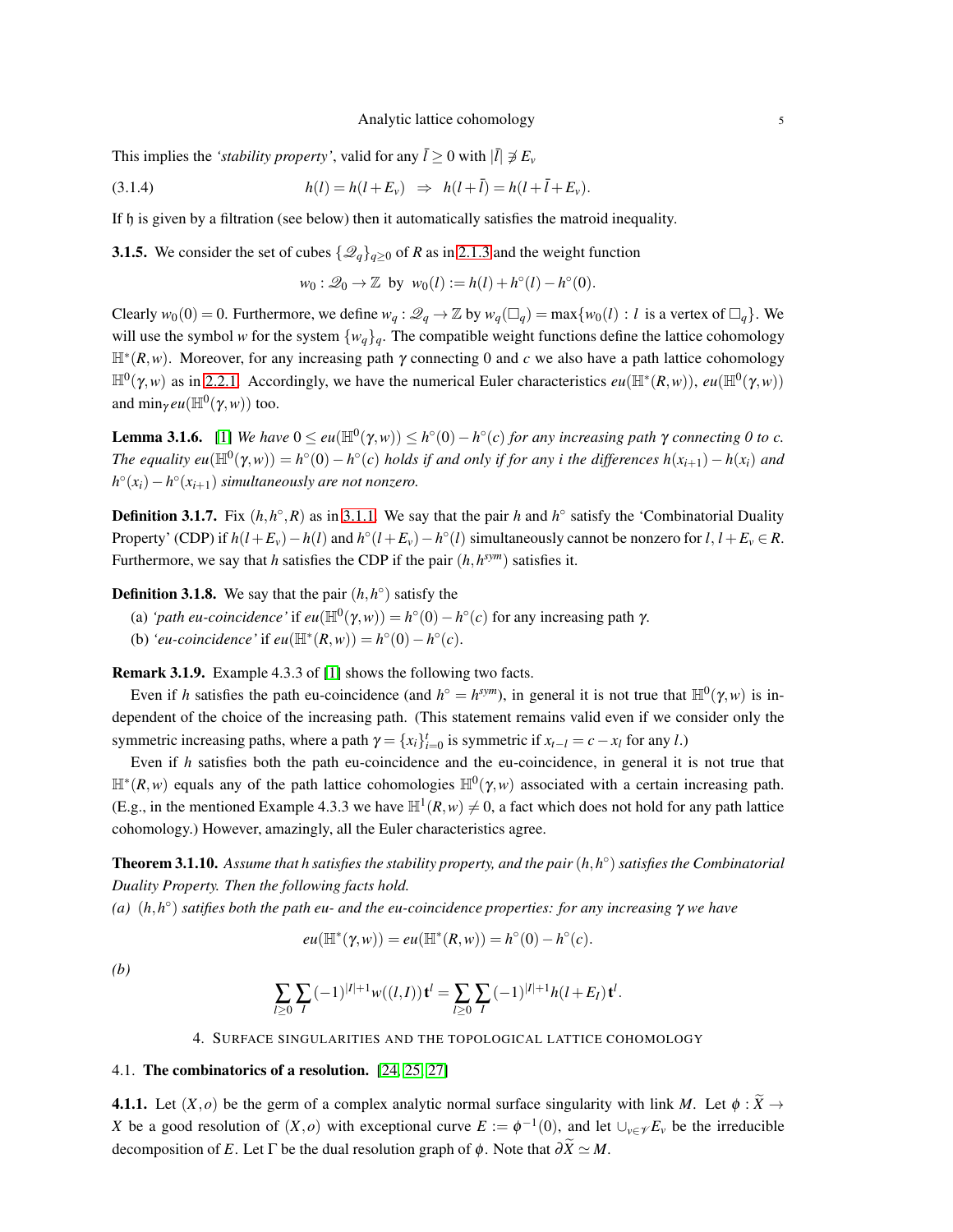This implies the *'stability property'*, valid for any $\bar{l} \geq 0$ with $|\bar{l}| \not\ni E_v$

$$h(l) = h(l+E_v) \;\; \Rightarrow \;\; h(l+\bar{l}) = h(l+\bar{l}+E_v). \tag{3.1.4}$$

If $\mathfrak{h}$ is given by a filtration (see below) then it automatically satisfies the matroid inequality.

**3.1.5.** We consider the set of cubes $\{\mathcal{Q}_q\}_{q\geq 0}$ of $R$ as in 2.1.3 and the weight function

$$w_0 : \mathcal{Q}_0 \to \mathbb{Z} \;\text{ by }\; w_0(l) := h(l) + h^\circ(l) - h^\circ(0).$$

Clearly $w_0(0) = 0$. Furthermore, we define $w_q : \mathcal{Q}_q \to \mathbb{Z}$ by $w_q(\square_q) = \max\{w_0(l) : l \text{ is a vertex of } \square_q\}$. We will use the symbol $w$ for the system $\{w_q\}_q$. The compatible weight functions define the lattice cohomology $\mathbb{H}^*(R,w)$. Moreover, for any increasing path $\gamma$ connecting 0 and $c$ we also have a path lattice cohomology $\mathbb{H}^0(\gamma,w)$ as in 2.2.1. Accordingly, we have the numerical Euler characteristics $eu(\mathbb{H}^*(R,w))$, $eu(\mathbb{H}^0(\gamma,w))$ and $\min_\gamma eu(\mathbb{H}^0(\gamma,w))$ too.

**Lemma 3.1.6.** [1] *We have $0 \leq eu(\mathbb{H}^0(\gamma,w)) \leq h^\circ(0) - h^\circ(c)$ for any increasing path $\gamma$ connecting 0 to $c$. The equality $eu(\mathbb{H}^0(\gamma,w)) = h^\circ(0) - h^\circ(c)$ holds if and only if for any $i$ the differences $h(x_{i+1}) - h(x_i)$ and $h^\circ(x_i) - h^\circ(x_{i+1})$ simultaneously are not nonzero.*

**Definition 3.1.7.** Fix $(h,h^\circ,R)$ as in 3.1.1. We say that the pair $h$ and $h^\circ$ satisfy the 'Combinatorial Duality Property' (CDP) if $h(l+E_v) - h(l)$ and $h^\circ(l+E_v) - h^\circ(l)$ simultaneously cannot be nonzero for $l, l+E_v \in R$. Furthermore, we say that $h$ satisfies the CDP if the pair $(h,h^{sym})$ satisfies it.

**Definition 3.1.8.** We say that the pair $(h,h^\circ)$ satisfy the

(a) *'path eu-coincidence'* if $eu(\mathbb{H}^0(\gamma,w)) = h^\circ(0) - h^\circ(c)$ for any increasing path $\gamma$.

(b) *'eu-coincidence'* if $eu(\mathbb{H}^*(R,w)) = h^\circ(0) - h^\circ(c)$.

**Remark 3.1.9.** Example 4.3.3 of [1] shows the following two facts.

Even if $h$ satisfies the path eu-coincidence (and $h^\circ = h^{sym}$), in general it is not true that $\mathbb{H}^0(\gamma,w)$ is independent of the choice of the increasing path. (This statement remains valid even if we consider only the symmetric increasing paths, where a path $\gamma = \{x_i\}_{i=0}^t$ is symmetric if $x_{t-l} = c - x_l$ for any $l$.)

Even if $h$ satisfies both the path eu-coincidence and the eu-coincidence, in general it is not true that $\mathbb{H}^*(R,w)$ equals any of the path lattice cohomologies $\mathbb{H}^0(\gamma,w)$ associated with a certain increasing path. (E.g., in the mentioned Example 4.3.3 we have $\mathbb{H}^1(R,w) \neq 0$, a fact which does not hold for any path lattice cohomology.) However, amazingly, all the Euler characteristics agree.

**Theorem 3.1.10.** *Assume that h satisfies the stability property, and the pair $(h,h^\circ)$ satisfies the Combinatorial Duality Property. Then the following facts hold.*

*(a) $(h,h^\circ)$ satifies both the path eu- and the eu-coincidence properties: for any increasing $\gamma$ we have*

$$eu(\mathbb{H}^*(\gamma,w)) = eu(\mathbb{H}^*(R,w)) = h^\circ(0) - h^\circ(c).$$

*(b)*

$$\sum_{l\geq 0}\sum_{I}(-1)^{|I|+1}w((l,I))\,\mathbf{t}^l = \sum_{l\geq 0}\sum_{I}(-1)^{|I|+1}h(l+E_I)\,\mathbf{t}^l.$$

## 4. Surface singularities and the topological lattice cohomology

### 4.1. The combinatorics of a resolution. [24, 25, 27]

**4.1.1.** Let $(X,o)$ be the germ of a complex analytic normal surface singularity with link $M$. Let $\phi : \widetilde{X} \to X$ be a good resolution of $(X,o)$ with exceptional curve $E := \phi^{-1}(0)$, and let $\cup_{v\in\mathcal{V}} E_v$ be the irreducible decomposition of $E$. Let $\Gamma$ be the dual resolution graph of $\phi$. Note that $\partial\widetilde{X} \simeq M$.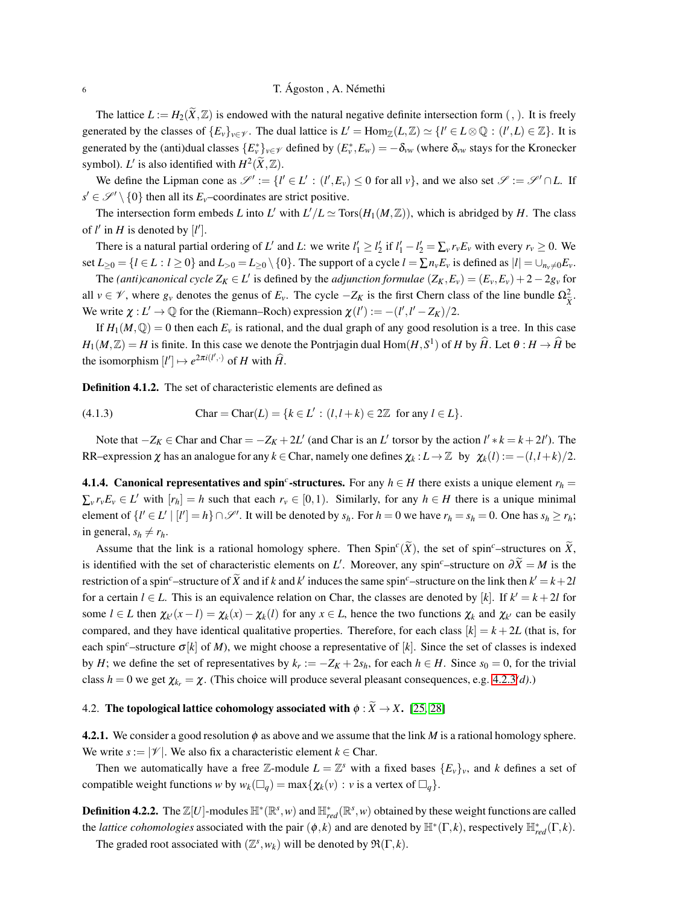The lattice $L := H_2(\widetilde{X}, \mathbb{Z})$ is endowed with the natural negative definite intersection form $(\,,\,)$. It is freely generated by the classes of $\{E_v\}_{v\in\mathscr{V}}$. The dual lattice is $L' = \mathrm{Hom}_{\mathbb{Z}}(L,\mathbb{Z}) \simeq \{l' \in L\otimes\mathbb{Q} : (l', L) \in \mathbb{Z}\}$. It is generated by the (anti)dual classes $\{E_v^*\}_{v\in\mathscr{V}}$ defined by $(E_v^*, E_w) = -\delta_{vw}$ (where $\delta_{vw}$ stays for the Kronecker symbol). $L'$ is also identified with $H^2(\widetilde{X}, \mathbb{Z})$.

We define the Lipman cone as $\mathscr{S}' := \{l' \in L' : (l', E_v) \leq 0 \text{ for all } v\}$, and we also set $\mathscr{S} := \mathscr{S}' \cap L$. If $s' \in \mathscr{S}' \setminus \{0\}$ then all its $E_v$–coordinates are strict positive.

The intersection form embeds $L$ into $L'$ with $L'/L \simeq \mathrm{Tors}(H_1(M,\mathbb{Z}))$, which is abridged by $H$. The class of $l'$ in $H$ is denoted by $[l']$.

There is a natural partial ordering of $L'$ and $L$: we write $l_1' \geq l_2'$ if $l_1' - l_2' = \sum_v r_v E_v$ with every $r_v \geq 0$. We set $L_{\geq 0} = \{l \in L : l \geq 0\}$ and $L_{>0} = L_{\geq 0} \setminus \{0\}$. The support of a cycle $l = \sum n_v E_v$ is defined as $|l| = \cup_{n_v\neq 0} E_v$.

The *(anti)canonical cycle* $Z_K \in L'$ is defined by the *adjunction formulae* $(Z_K, E_v) = (E_v, E_v) + 2 - 2g_v$ for all $v \in \mathscr{V}$, where $g_v$ denotes the genus of $E_v$. The cycle $-Z_K$ is the first Chern class of the line bundle $\Omega^2_{\widetilde{X}}$. We write $\chi : L' \to \mathbb{Q}$ for the (Riemann–Roch) expression $\chi(l') := -(l', l' - Z_K)/2$.

If $H_1(M,\mathbb{Q}) = 0$ then each $E_v$ is rational, and the dual graph of any good resolution is a tree. In this case $H_1(M,\mathbb{Z}) = H$ is finite. In this case we denote the Pontrjagin dual $\mathrm{Hom}(H, S^1)$ of $H$ by $\widehat{H}$. Let $\theta : H \to \widehat{H}$ be the isomorphism $[l'] \mapsto e^{2\pi i (l', \cdot)}$ of $H$ with $\widehat{H}$.

**Definition 4.1.2.** The set of characteristic elements are defined as

$$\mathrm{Char} = \mathrm{Char}(L) = \{k \in L' : (l, l+k) \in 2\mathbb{Z} \ \text{ for any } l \in L\}. \tag{4.1.3}$$

Note that $-Z_K \in \mathrm{Char}$ and $\mathrm{Char} = -Z_K + 2L'$ (and Char is an $L'$ torsor by the action $l' * k = k + 2l'$). The RR–expression $\chi$ has an analogue for any $k \in \mathrm{Char}$, namely one defines $\chi_k : L \to \mathbb{Z}$ by $\chi_k(l) := -(l, l+k)/2$.

**4.1.4. Canonical representatives and spin$^c$-structures.** For any $h \in H$ there exists a unique element $r_h = \sum_v r_v E_v \in L'$ with $[r_h] = h$ such that each $r_v \in [0,1)$. Similarly, for any $h \in H$ there is a unique minimal element of $\{l' \in L' \mid [l'] = h\} \cap \mathscr{S}'$. It will be denoted by $s_h$. For $h = 0$ we have $r_h = s_h = 0$. One has $s_h \geq r_h$; in general, $s_h \neq r_h$.

Assume that the link is a rational homology sphere. Then $\mathrm{Spin}^c(\widetilde{X})$, the set of spin$^c$–structures on $\widetilde{X}$, is identified with the set of characteristic elements on $L'$. Moreover, any spin$^c$–structure on $\partial\widetilde{X} = M$ is the restriction of a spin$^c$–structure of $\widetilde{X}$ and if $k$ and $k'$ induces the same spin$^c$–structure on the link then $k' = k + 2l$ for a certain $l \in L$. This is an equivalence relation on Char, the classes are denoted by $[k]$. If $k' = k + 2l$ for some $l \in L$ then $\chi_{k'}(x - l) = \chi_k(x) - \chi_k(l)$ for any $x \in L$, hence the two functions $\chi_k$ and $\chi_{k'}$ can be easily compared, and they have identical qualitative properties. Therefore, for each class $[k] = k + 2L$ (that is, for each spin$^c$–structure $\sigma[k]$ of $M$), we might choose a representative of $[k]$. Since the set of classes is indexed by $H$; we define the set of representatives by $k_r := -Z_K + 2s_h$, for each $h \in H$. Since $s_0 = 0$, for the trivial class $h = 0$ we get $\chi_{k_r} = \chi$. (This choice will produce several pleasant consequences, e.g. 4.2.3*(d)*.)

## 4.2. The topological lattice cohomology associated with $\phi : \widetilde{X} \to X$. [25, 28]

**4.2.1.** We consider a good resolution $\phi$ as above and we assume that the link $M$ is a rational homology sphere. We write $s := |\mathscr{V}|$. We also fix a characteristic element $k \in \mathrm{Char}$.

Then we automatically have a free $\mathbb{Z}$-module $L = \mathbb{Z}^s$ with a fixed bases $\{E_v\}_v$, and $k$ defines a set of compatible weight functions $w$ by $w_k(\square_q) = \max\{\chi_k(v) : v \text{ is a vertex of } \square_q\}$.

**Definition 4.2.2.** The $\mathbb{Z}[U]$-modules $\mathbb{H}^*(\mathbb{R}^s, w)$ and $\mathbb{H}^*_{red}(\mathbb{R}^s, w)$ obtained by these weight functions are called the *lattice cohomologies* associated with the pair $(\phi, k)$ and are denoted by $\mathbb{H}^*(\Gamma, k)$, respectively $\mathbb{H}^*_{red}(\Gamma, k)$.

The graded root associated with $(\mathbb{Z}^s, w_k)$ will be denoted by $\mathfrak{R}(\Gamma, k)$.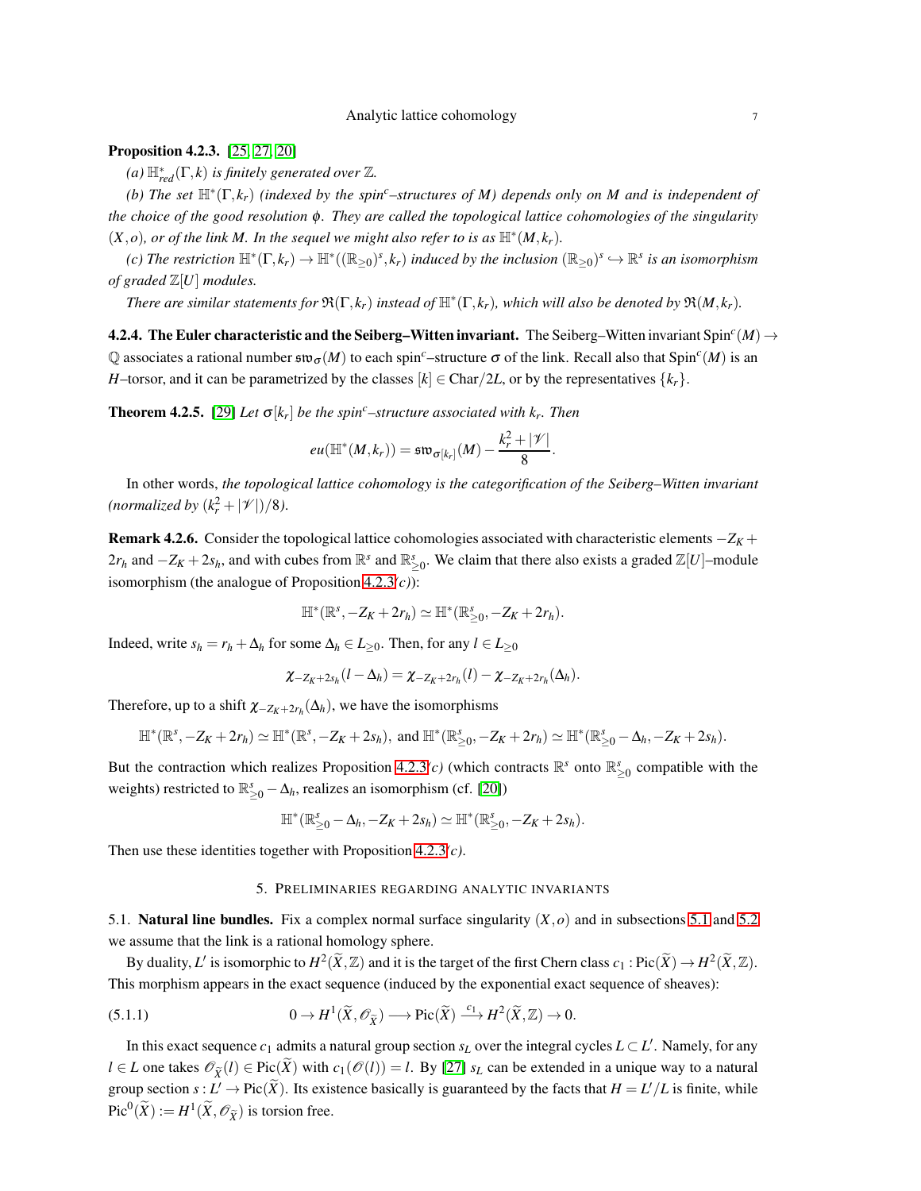**Proposition 4.2.3.** [25, 27, 20]

*(a) $\mathbb{H}^*_{red}(\Gamma,k)$ is finitely generated over $\mathbb{Z}$.*

*(b) The set $\mathbb{H}^*(\Gamma,k_r)$ (indexed by the spin$^c$–structures of $M$) depends only on $M$ and is independent of the choice of the good resolution $\phi$. They are called the topological lattice cohomologies of the singularity $(X,o)$, or of the link $M$. In the sequel we might also refer to is as $\mathbb{H}^*(M,k_r)$.*

*(c) The restriction $\mathbb{H}^*(\Gamma,k_r)\to\mathbb{H}^*((\mathbb{R}_{\geq 0})^s,k_r)$ induced by the inclusion $(\mathbb{R}_{\geq 0})^s\hookrightarrow\mathbb{R}^s$ is an isomorphism of graded $\mathbb{Z}[U]$ modules.*

*There are similar statements for $\mathfrak{R}(\Gamma,k_r)$ instead of $\mathbb{H}^*(\Gamma,k_r)$, which will also be denoted by $\mathfrak{R}(M,k_r)$.*

**4.2.4. The Euler characteristic and the Seiberg–Witten invariant.** The Seiberg–Witten invariant $\mathrm{Spin}^c(M)\to\mathbb{Q}$ associates a rational number $\mathfrak{sw}_\sigma(M)$ to each spin$^c$–structure $\sigma$ of the link. Recall also that $\mathrm{Spin}^c(M)$ is an $H$–torsor, and it can be parametrized by the classes $[k]\in \mathrm{Char}/2L$, or by the representatives $\{k_r\}$.

**Theorem 4.2.5.** [29] *Let $\sigma[k_r]$ be the spin$^c$–structure associated with $k_r$. Then*

$$eu(\mathbb{H}^*(M,k_r))=\mathfrak{sw}_{\sigma[k_r]}(M)-\frac{k_r^2+|\mathcal{V}|}{8}.$$

In other words, *the topological lattice cohomology is the categorification of the Seiberg–Witten invariant (normalized by $(k_r^2+|\mathcal{V}|)/8$).*

**Remark 4.2.6.** Consider the topological lattice cohomologies associated with characteristic elements $-Z_K+2r_h$ and $-Z_K+2s_h$, and with cubes from $\mathbb{R}^s$ and $\mathbb{R}^s_{\geq 0}$. We claim that there also exists a graded $\mathbb{Z}[U]$–module isomorphism (the analogue of Proposition 4.2.3*(c)*):

$$\mathbb{H}^*(\mathbb{R}^s,-Z_K+2r_h)\simeq\mathbb{H}^*(\mathbb{R}^s_{\geq 0},-Z_K+2r_h).$$

Indeed, write $s_h=r_h+\Delta_h$ for some $\Delta_h\in L_{\geq 0}$. Then, for any $l\in L_{\geq 0}$

$$\chi_{-Z_K+2s_h}(l-\Delta_h)=\chi_{-Z_K+2r_h}(l)-\chi_{-Z_K+2r_h}(\Delta_h).$$

Therefore, up to a shift $\chi_{-Z_K+2r_h}(\Delta_h)$, we have the isomorphisms

$$\mathbb{H}^*(\mathbb{R}^s,-Z_K+2r_h)\simeq\mathbb{H}^*(\mathbb{R}^s,-Z_K+2s_h),\ \text{and}\ \mathbb{H}^*(\mathbb{R}^s_{\geq 0},-Z_K+2r_h)\simeq\mathbb{H}^*(\mathbb{R}^s_{\geq 0}-\Delta_h,-Z_K+2s_h).$$

But the contraction which realizes Proposition 4.2.3*(c)* (which contracts $\mathbb{R}^s$ onto $\mathbb{R}^s_{\geq 0}$ compatible with the weights) restricted to $\mathbb{R}^s_{\geq 0}-\Delta_h$, realizes an isomorphism (cf. [20])

$$\mathbb{H}^*(\mathbb{R}^s_{\geq 0}-\Delta_h,-Z_K+2s_h)\simeq\mathbb{H}^*(\mathbb{R}^s_{\geq 0},-Z_K+2s_h).$$

Then use these identities together with Proposition 4.2.3*(c)*.

## 5. Preliminaries regarding analytic invariants

5.1. **Natural line bundles.** Fix a complex normal surface singularity $(X,o)$ and in subsections 5.1 and 5.2 we assume that the link is a rational homology sphere.

By duality, $L'$ is isomorphic to $H^2(\widetilde{X},\mathbb{Z})$ and it is the target of the first Chern class $c_1:\mathrm{Pic}(\widetilde{X})\to H^2(\widetilde{X},\mathbb{Z})$. This morphism appears in the exact sequence (induced by the exponential exact sequence of sheaves):

$$0\to H^1(\widetilde{X},\mathcal{O}_{\widetilde{X}})\longrightarrow \mathrm{Pic}(\widetilde{X})\stackrel{c_1}{\longrightarrow} H^2(\widetilde{X},\mathbb{Z})\to 0. \tag{5.1.1}$$

In this exact sequence $c_1$ admits a natural group section $s_L$ over the integral cycles $L\subset L'$. Namely, for any $l\in L$ one takes $\mathcal{O}_{\widetilde{X}}(l)\in\mathrm{Pic}(\widetilde{X})$ with $c_1(\mathcal{O}(l))=l$. By [27] $s_L$ can be extended in a unique way to a natural group section $s:L'\to\mathrm{Pic}(\widetilde{X})$. Its existence basically is guaranteed by the facts that $H=L'/L$ is finite, while $\mathrm{Pic}^0(\widetilde{X}):=H^1(\widetilde{X},\mathcal{O}_{\widetilde{X}})$ is torsion free.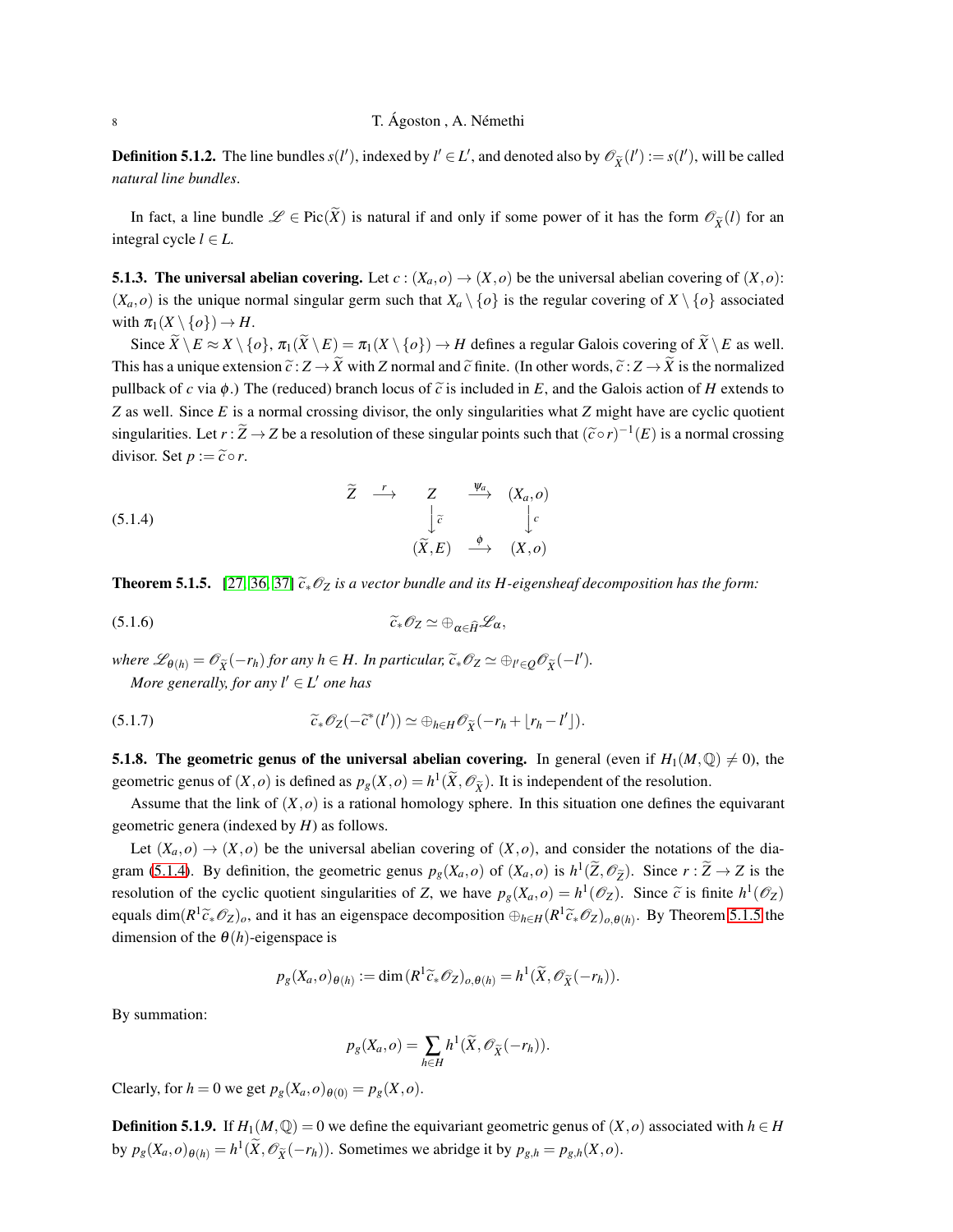**Definition 5.1.2.** The line bundles $s(l')$, indexed by $l' \in L'$, and denoted also by $\mathcal{O}_{\widetilde{X}}(l') := s(l')$, will be called *natural line bundles*.

In fact, a line bundle $\mathcal{L} \in \mathrm{Pic}(\widetilde{X})$ is natural if and only if some power of it has the form $\mathcal{O}_{\widetilde{X}}(l)$ for an integral cycle $l \in L$.

**5.1.3. The universal abelian covering.** Let $c : (X_a, o) \to (X, o)$ be the universal abelian covering of $(X, o)$: $(X_a, o)$ is the unique normal singular germ such that $X_a \setminus \{o\}$ is the regular covering of $X \setminus \{o\}$ associated with $\pi_1(X \setminus \{o\}) \to H$.

Since $\widetilde{X} \setminus E \approx X \setminus \{o\}$, $\pi_1(\widetilde{X} \setminus E) = \pi_1(X \setminus \{o\}) \to H$ defines a regular Galois covering of $\widetilde{X} \setminus E$ as well. This has a unique extension $\widetilde{c} : Z \to \widetilde{X}$ with $Z$ normal and $\widetilde{c}$ finite. (In other words, $\widetilde{c} : Z \to \widetilde{X}$ is the normalized pullback of $c$ via $\phi$.) The (reduced) branch locus of $\widetilde{c}$ is included in $E$, and the Galois action of $H$ extends to $Z$ as well. Since $E$ is a normal crossing divisor, the only singularities what $Z$ might have are cyclic quotient singularities. Let $r : \widetilde{Z} \to Z$ be a resolution of these singular points such that $(\widetilde{c} \circ r)^{-1}(E)$ is a normal crossing divisor. Set $p := \widetilde{c} \circ r$.

$$
\begin{array}{ccccc}
\widetilde{Z} & \xrightarrow{r} & Z & \xrightarrow{\psi_a} & (X_a, o) \\
 & & \downarrow{\scriptstyle \widetilde{c}} & & \downarrow{\scriptstyle c} \\
 & & (\widetilde{X}, E) & \xrightarrow{\phi} & (X, o)
\end{array}
\tag{5.1.4}
$$

**Theorem 5.1.5.** [27, 36, 37] *$\widetilde{c}_*\mathcal{O}_Z$ is a vector bundle and its $H$-eigensheaf decomposition has the form:*

$$
\widetilde{c}_*\mathcal{O}_Z \simeq \oplus_{\alpha \in \widehat{H}} \mathcal{L}_\alpha, \tag{5.1.6}
$$

*where $\mathcal{L}_{\theta(h)} = \mathcal{O}_{\widetilde{X}}(-r_h)$ for any $h \in H$. In particular, $\widetilde{c}_*\mathcal{O}_Z \simeq \oplus_{l' \in Q} \mathcal{O}_{\widetilde{X}}(-l')$.*

*More generally, for any $l' \in L'$ one has*

$$
\widetilde{c}_*\mathcal{O}_Z(-\widetilde{c}^*(l')) \simeq \oplus_{h \in H} \mathcal{O}_{\widetilde{X}}(-r_h + \lfloor r_h - l' \rfloor). \tag{5.1.7}
$$

**5.1.8. The geometric genus of the universal abelian covering.** In general (even if $H_1(M, \mathbb{Q}) \neq 0$), the geometric genus of $(X, o)$ is defined as $p_g(X, o) = h^1(\widetilde{X}, \mathcal{O}_{\widetilde{X}})$. It is independent of the resolution.

Assume that the link of $(X, o)$ is a rational homology sphere. In this situation one defines the equivarant geometric genera (indexed by $H$) as follows.

Let $(X_a, o) \to (X, o)$ be the universal abelian covering of $(X, o)$, and consider the notations of the diagram (5.1.4). By definition, the geometric genus $p_g(X_a, o)$ of $(X_a, o)$ is $h^1(\widetilde{Z}, \mathcal{O}_{\widetilde{Z}})$. Since $r : \widetilde{Z} \to Z$ is the resolution of the cyclic quotient singularities of $Z$, we have $p_g(X_a, o) = h^1(\mathcal{O}_Z)$. Since $\widetilde{c}$ is finite $h^1(\mathcal{O}_Z)$ equals $\dim(R^1\widetilde{c}_*\mathcal{O}_Z)_o$, and it has an eigenspace decomposition $\oplus_{h \in H}(R^1\widetilde{c}_*\mathcal{O}_Z)_{o,\theta(h)}$. By Theorem 5.1.5 the dimension of the $\theta(h)$-eigenspace is

$$
p_g(X_a, o)_{\theta(h)} := \dim(R^1\widetilde{c}_*\mathcal{O}_Z)_{o,\theta(h)} = h^1(\widetilde{X}, \mathcal{O}_{\widetilde{X}}(-r_h)).
$$

By summation:

$$
p_g(X_a, o) = \sum_{h \in H} h^1(\widetilde{X}, \mathcal{O}_{\widetilde{X}}(-r_h)).
$$

Clearly, for $h = 0$ we get $p_g(X_a, o)_{\theta(0)} = p_g(X, o)$.

**Definition 5.1.9.** If $H_1(M, \mathbb{Q}) = 0$ we define the equivariant geometric genus of $(X, o)$ associated with $h \in H$ by $p_g(X_a, o)_{\theta(h)} = h^1(\widetilde{X}, \mathcal{O}_{\widetilde{X}}(-r_h))$. Sometimes we abridge it by $p_{g,h} = p_{g,h}(X, o)$.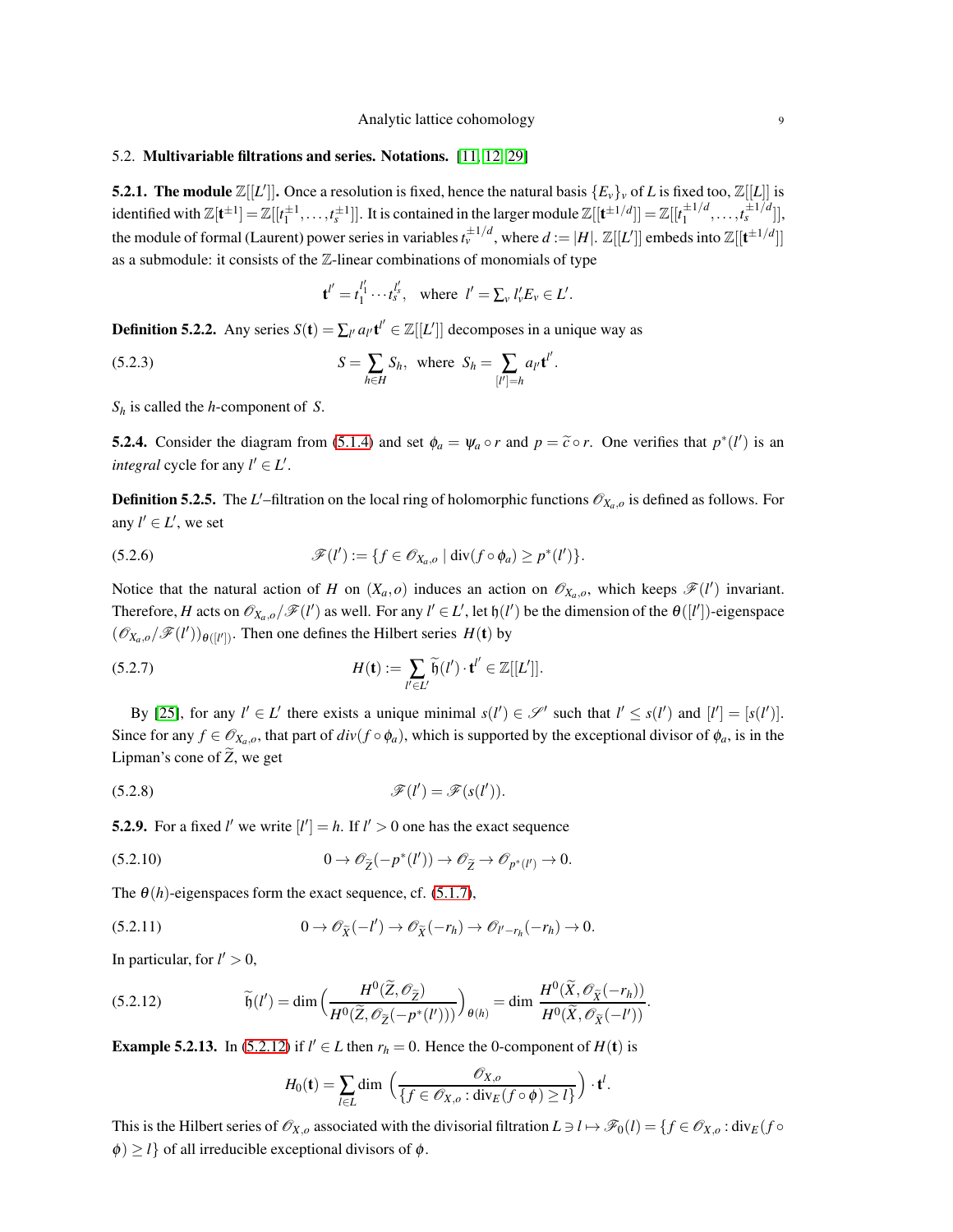## 5.2. Multivariable filtrations and series. Notations. [11, 12, 29]

**5.2.1. The module $\mathbb{Z}[[L']]$.** Once a resolution is fixed, hence the natural basis $\{E_v\}_v$ of $L$ is fixed too, $\mathbb{Z}[[L]]$ is identified with $\mathbb{Z}[\mathbf{t}^{\pm 1}] = \mathbb{Z}[[t_1^{\pm 1}, \dots, t_s^{\pm 1}]]$. It is contained in the larger module $\mathbb{Z}[[\mathbf{t}^{\pm 1/d}]] = \mathbb{Z}[[t_1^{\pm 1/d}, \dots, t_s^{\pm 1/d}]]$, the module of formal (Laurent) power series in variables $t_v^{\pm 1/d}$, where $d := |H|$. $\mathbb{Z}[[L']]$ embeds into $\mathbb{Z}[[\mathbf{t}^{\pm 1/d}]]$ as a submodule: it consists of the $\mathbb{Z}$-linear combinations of monomials of type

$$\mathbf{t}^{l'} = t_1^{l'_1} \cdots t_s^{l'_s}, \quad \text{where } \ l' = \textstyle\sum_v l'_v E_v \in L'.$$

**Definition 5.2.2.** Any series $S(\mathbf{t}) = \sum_{l'} a_{l'} \mathbf{t}^{l'} \in \mathbb{Z}[[L']]$ decomposes in a unique way as

$$S = \sum_{h \in H} S_h, \ \text{ where } \ S_h = \sum_{[l'] = h} a_{l'} \mathbf{t}^{l'}. \tag{5.2.3}$$

$S_h$ is called the $h$-component of $S$.

**5.2.4.** Consider the diagram from (5.1.4) and set $\phi_a = \psi_a \circ r$ and $p = \widetilde{c} \circ r$. One verifies that $p^*(l')$ is an *integral* cycle for any $l' \in L'$.

**Definition 5.2.5.** The $L'$–filtration on the local ring of holomorphic functions $\mathscr{O}_{X_a,o}$ is defined as follows. For any $l' \in L'$, we set

$$\mathscr{F}(l') := \{f \in \mathscr{O}_{X_a,o} \mid \operatorname{div}(f \circ \phi_a) \geq p^*(l')\}. \tag{5.2.6}$$

Notice that the natural action of $H$ on $(X_a, o)$ induces an action on $\mathscr{O}_{X_a,o}$, which keeps $\mathscr{F}(l')$ invariant. Therefore, $H$ acts on $\mathscr{O}_{X_a,o}/\mathscr{F}(l')$ as well. For any $l' \in L'$, let $\mathfrak{h}(l')$ be the dimension of the $\theta([l'])$-eigenspace $(\mathscr{O}_{X_a,o}/\mathscr{F}(l'))_{\theta([l'])}$. Then one defines the Hilbert series $H(\mathbf{t})$ by

$$H(\mathbf{t}) := \sum_{l' \in L'} \widetilde{\mathfrak{h}}(l') \cdot \mathbf{t}^{l'} \in \mathbb{Z}[[L']]. \tag{5.2.7}$$

By [25], for any $l' \in L'$ there exists a unique minimal $s(l') \in \mathscr{S}'$ such that $l' \leq s(l')$ and $[l'] = [s(l')]$. Since for any $f \in \mathscr{O}_{X_a,o}$, that part of $div(f \circ \phi_a)$, which is supported by the exceptional divisor of $\phi_a$, is in the Lipman's cone of $\widetilde{Z}$, we get

$$\mathscr{F}(l') = \mathscr{F}(s(l')). \tag{5.2.8}$$

**5.2.9.** For a fixed $l'$ we write $[l'] = h$. If $l' > 0$ one has the exact sequence

$$0 \to \mathscr{O}_{\widetilde{Z}}(-p^*(l')) \to \mathscr{O}_{\widetilde{Z}} \to \mathscr{O}_{p^*(l')} \to 0. \tag{5.2.10}$$

The $\theta(h)$-eigenspaces form the exact sequence, cf. (5.1.7),

$$0 \to \mathscr{O}_{\widetilde{X}}(-l') \to \mathscr{O}_{\widetilde{X}}(-r_h) \to \mathscr{O}_{l'-r_h}(-r_h) \to 0. \tag{5.2.11}$$

In particular, for $l' > 0$,

$$\widetilde{\mathfrak{h}}(l') = \dim \Big( \frac{H^0(\widetilde{Z}, \mathscr{O}_{\widetilde{Z}})}{H^0(\widetilde{Z}, \mathscr{O}_{\widetilde{Z}}(-p^*(l')))} \Big)_{\theta(h)} = \dim \frac{H^0(\widetilde{X}, \mathscr{O}_{\widetilde{X}}(-r_h))}{H^0(\widetilde{X}, \mathscr{O}_{\widetilde{X}}(-l'))}. \tag{5.2.12}$$

**Example 5.2.13.** In (5.2.12) if $l' \in L$ then $r_h = 0$. Hence the 0-component of $H(\mathbf{t})$ is

$$H_0(\mathbf{t}) = \sum_{l \in L} \dim \Big( \frac{\mathscr{O}_{X,o}}{\{f \in \mathscr{O}_{X,o} : \operatorname{div}_E(f \circ \phi) \geq l\}} \Big) \cdot \mathbf{t}^l.$$

This is the Hilbert series of $\mathscr{O}_{X,o}$ associated with the divisorial filtration $L \ni l \mapsto \mathscr{F}_0(l) = \{f \in \mathscr{O}_{X,o} : \operatorname{div}_E(f \circ \phi) \geq l\}$ of all irreducible exceptional divisors of $\phi$.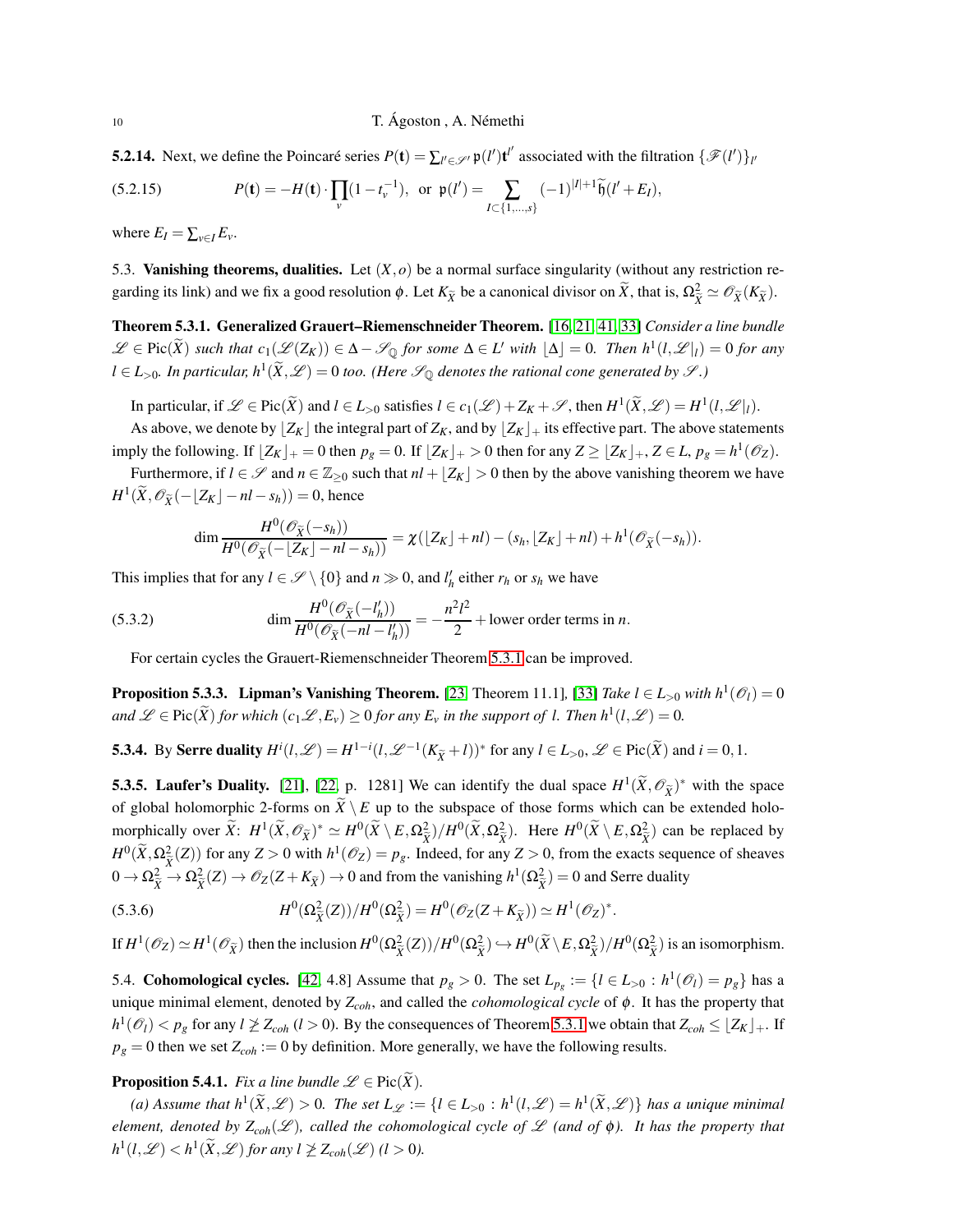**5.2.14.** Next, we define the Poincaré series $P(\mathbf{t}) = \sum_{l' \in \mathcal{S}'} \mathfrak{p}(l')\mathbf{t}^{l'}$ associated with the filtration $\{\mathcal{F}(l')\}_{l'}$

$$P(\mathbf{t}) = -H(\mathbf{t}) \cdot \prod_v (1 - t_v^{-1}), \ \text{ or } \ \mathfrak{p}(l') = \sum_{I \subset \{1,\dots,s\}} (-1)^{|I|+1} \widetilde{\mathfrak{h}}(l' + E_I), \tag{5.2.15}$$

where $E_I = \sum_{v \in I} E_v$.

5.3. **Vanishing theorems, dualities.** Let $(X, o)$ be a normal surface singularity (without any restriction regarding its link) and we fix a good resolution $\phi$. Let $K_{\widetilde{X}}$ be a canonical divisor on $\widetilde{X}$, that is, $\Omega^2_{\widetilde{X}} \simeq \mathcal{O}_{\widetilde{X}}(K_{\widetilde{X}})$.

**Theorem 5.3.1. Generalized Grauert–Riemenschneider Theorem.** [16, 21, 41, 33] *Consider a line bundle $\mathcal{L} \in \mathrm{Pic}(\widetilde{X})$ such that $c_1(\mathcal{L}(Z_K)) \in \Delta - \mathcal{S}_{\mathbb{Q}}$ for some $\Delta \in L'$ with $\lfloor \Delta \rfloor = 0$. Then $h^1(l, \mathcal{L}|_l) = 0$ for any $l \in L_{>0}$. In particular, $h^1(\widetilde{X}, \mathcal{L}) = 0$ too. (Here $\mathcal{S}_{\mathbb{Q}}$ denotes the rational cone generated by $\mathcal{S}$.)*

In particular, if $\mathcal{L} \in \mathrm{Pic}(\widetilde{X})$ and $l \in L_{>0}$ satisfies $l \in c_1(\mathcal{L}) + Z_K + \mathcal{S}$, then $H^1(\widetilde{X}, \mathcal{L}) = H^1(l, \mathcal{L}|_l)$.

As above, we denote by $\lfloor Z_K \rfloor$ the integral part of $Z_K$, and by $\lfloor Z_K \rfloor_+$ its effective part. The above statements imply the following. If $\lfloor Z_K \rfloor_+ = 0$ then $p_g = 0$. If $\lfloor Z_K \rfloor_+ > 0$ then for any $Z \geq \lfloor Z_K \rfloor_+$, $Z \in L$, $p_g = h^1(\mathcal{O}_Z)$.

Furthermore, if $l \in \mathcal{S}$ and $n \in \mathbb{Z}_{\geq 0}$ such that $nl + \lfloor Z_K \rfloor > 0$ then by the above vanishing theorem we have $H^1(\widetilde{X}, \mathcal{O}_{\widetilde{X}}(-\lfloor Z_K \rfloor - nl - s_h)) = 0$, hence

$$\dim \frac{H^0(\mathcal{O}_{\widetilde{X}}(-s_h))}{H^0(\mathcal{O}_{\widetilde{X}}(-\lfloor Z_K \rfloor - nl - s_h))} = \chi(\lfloor Z_K \rfloor + nl) - (s_h, \lfloor Z_K \rfloor + nl) + h^1(\mathcal{O}_{\widetilde{X}}(-s_h)).$$

This implies that for any $l \in \mathcal{S} \setminus \{0\}$ and $n \gg 0$, and $l'_h$ either $r_h$ or $s_h$ we have

$$\dim \frac{H^0(\mathcal{O}_{\widetilde{X}}(-l'_h))}{H^0(\mathcal{O}_{\widetilde{X}}(-nl - l'_h))} = -\frac{n^2 l^2}{2} + \text{lower order terms in } n. \tag{5.3.2}$$

For certain cycles the Grauert-Riemenschneider Theorem 5.3.1 can be improved.

**Proposition 5.3.3. Lipman's Vanishing Theorem.** [23, Theorem 11.1], [33] *Take $l \in L_{>0}$ with $h^1(\mathcal{O}_l) = 0$ and $\mathcal{L} \in \mathrm{Pic}(\widetilde{X})$ for which $(c_1\mathcal{L}, E_v) \geq 0$ for any $E_v$ in the support of $l$. Then $h^1(l, \mathcal{L}) = 0$.*

**5.3.4.** By **Serre duality** $H^i(l, \mathcal{L}) = H^{1-i}(l, \mathcal{L}^{-1}(K_{\widetilde{X}} + l))^*$ for any $l \in L_{>0}$, $\mathcal{L} \in \mathrm{Pic}(\widetilde{X})$ and $i = 0, 1$.

**5.3.5. Laufer's Duality.** [21], [22, p. 1281] We can identify the dual space $H^1(\widetilde{X}, \mathcal{O}_{\widetilde{X}})^*$ with the space of global holomorphic 2-forms on $\widetilde{X} \setminus E$ up to the subspace of those forms which can be extended holomorphically over $\widetilde{X}$: $H^1(\widetilde{X}, \mathcal{O}_{\widetilde{X}})^* \simeq H^0(\widetilde{X} \setminus E, \Omega^2_{\widetilde{X}}) / H^0(\widetilde{X}, \Omega^2_{\widetilde{X}})$. Here $H^0(\widetilde{X} \setminus E, \Omega^2_{\widetilde{X}})$ can be replaced by $H^0(\widetilde{X}, \Omega^2_{\widetilde{X}}(Z))$ for any $Z > 0$ with $h^1(\mathcal{O}_Z) = p_g$. Indeed, for any $Z > 0$, from the exacts sequence of sheaves $0 \to \Omega^2_{\widetilde{X}} \to \Omega^2_{\widetilde{X}}(Z) \to \mathcal{O}_Z(Z + K_{\widetilde{X}}) \to 0$ and from the vanishing $h^1(\Omega^2_{\widetilde{X}}) = 0$ and Serre duality

$$H^0(\Omega^2_{\widetilde{X}}(Z)) / H^0(\Omega^2_{\widetilde{X}}) = H^0(\mathcal{O}_Z(Z + K_{\widetilde{X}})) \simeq H^1(\mathcal{O}_Z)^*. \tag{5.3.6}$$

If $H^1(\mathcal{O}_Z) \simeq H^1(\mathcal{O}_{\widetilde{X}})$ then the inclusion $H^0(\Omega^2_{\widetilde{X}}(Z)) / H^0(\Omega^2_{\widetilde{X}}) \hookrightarrow H^0(\widetilde{X} \setminus E, \Omega^2_{\widetilde{X}}) / H^0(\Omega^2_{\widetilde{X}})$ is an isomorphism.

5.4. **Cohomological cycles.** [42, 4.8] Assume that $p_g > 0$. The set $L_{p_g} := \{l \in L_{>0} : h^1(\mathcal{O}_l) = p_g\}$ has a unique minimal element, denoted by $Z_{coh}$, and called the *cohomological cycle* of $\phi$. It has the property that $h^1(\mathcal{O}_l) < p_g$ for any $l \not\geq Z_{coh}$ $(l > 0)$. By the consequences of Theorem 5.3.1 we obtain that $Z_{coh} \leq \lfloor Z_K \rfloor_+$. If $p_g = 0$ then we set $Z_{coh} := 0$ by definition. More generally, we have the following results.

**Proposition 5.4.1.** *Fix a line bundle $\mathcal{L} \in \mathrm{Pic}(\widetilde{X})$.*

*(a) Assume that $h^1(\widetilde{X}, \mathcal{L}) > 0$. The set $L_{\mathcal{L}} := \{l \in L_{>0} : h^1(l, \mathcal{L}) = h^1(\widetilde{X}, \mathcal{L})\}$ has a unique minimal element, denoted by $Z_{coh}(\mathcal{L})$, called the cohomological cycle of $\mathcal{L}$ (and of $\phi$). It has the property that $h^1(l, \mathcal{L}) < h^1(\widetilde{X}, \mathcal{L})$ for any $l \not\geq Z_{coh}(\mathcal{L})$ $(l > 0)$.*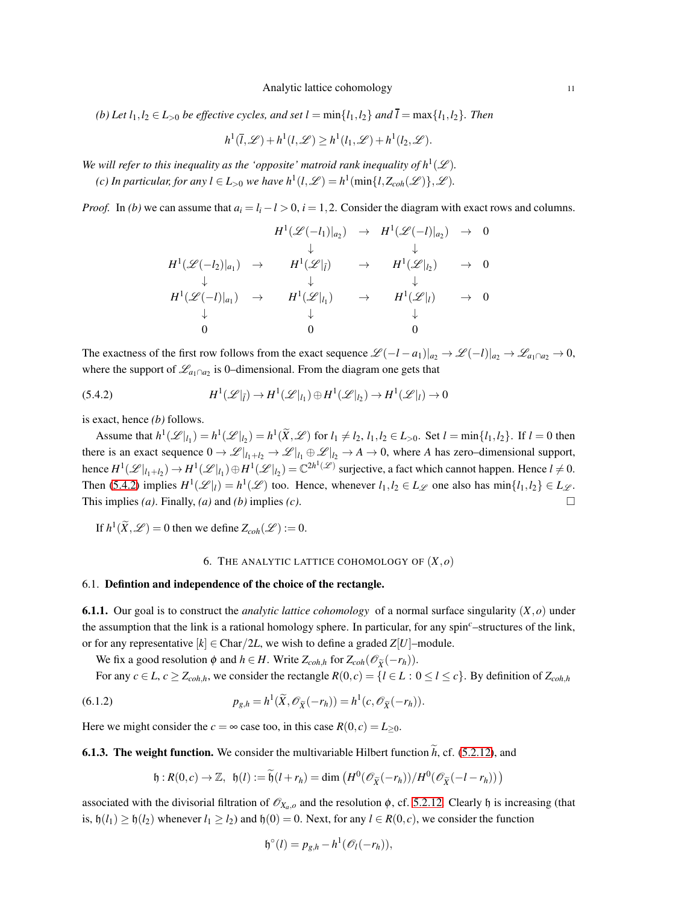*(b) Let $l_1, l_2 \in L_{>0}$ be effective cycles, and set $l = \min\{l_1, l_2\}$ and $\overline{l} = \max\{l_1, l_2\}$. Then*

$$h^1(\overline{l}, \mathscr{L}) + h^1(l, \mathscr{L}) \geq h^1(l_1, \mathscr{L}) + h^1(l_2, \mathscr{L}).$$

*We will refer to this inequality as the 'opposite' matroid rank inequality of $h^1(\mathscr{L})$.*

*(c) In particular, for any $l \in L_{>0}$ we have $h^1(l, \mathscr{L}) = h^1(\min\{l, Z_{coh}(\mathscr{L})\}, \mathscr{L})$.*

*Proof.* In *(b)* we can assume that $a_i = l_i - l > 0$, $i = 1, 2$. Consider the diagram with exact rows and columns.

$$\begin{array}{ccccccc}
 & & H^1(\mathscr{L}(-l_1)|_{a_2}) & \to & H^1(\mathscr{L}(-l)|_{a_2}) & \to & 0 \\
 & & \downarrow & & \downarrow & & \\
H^1(\mathscr{L}(-l_2)|_{a_1}) & \to & H^1(\mathscr{L}|_{\bar{l}}) & \to & H^1(\mathscr{L}|_{l_2}) & \to & 0 \\
\downarrow & & \downarrow & & \downarrow & & \\
H^1(\mathscr{L}(-l)|_{a_1}) & \to & H^1(\mathscr{L}|_{l_1}) & \to & H^1(\mathscr{L}|_{l}) & \to & 0 \\
\downarrow & & \downarrow & & \downarrow & & \\
0 & & 0 & & 0 & &
\end{array}$$

The exactness of the first row follows from the exact sequence $\mathscr{L}(-l-a_1)|_{a_2} \to \mathscr{L}(-l)|_{a_2} \to \mathscr{L}_{a_1 \cap a_2} \to 0$, where the support of $\mathscr{L}_{a_1 \cap a_2}$ is 0–dimensional. From the diagram one gets that

$$H^1(\mathscr{L}|_{\bar{l}}) \to H^1(\mathscr{L}|_{l_1}) \oplus H^1(\mathscr{L}|_{l_2}) \to H^1(\mathscr{L}|_{l}) \to 0 \tag{5.4.2}$$

is exact, hence *(b)* follows.

Assume that $h^1(\mathscr{L}|_{l_1}) = h^1(\mathscr{L}|_{l_2}) = h^1(\widetilde{X}, \mathscr{L})$ for $l_1 \neq l_2$, $l_1, l_2 \in L_{>0}$. Set $l = \min\{l_1, l_2\}$. If $l = 0$ then there is an exact sequence $0 \to \mathscr{L}|_{l_1+l_2} \to \mathscr{L}|_{l_1} \oplus \mathscr{L}|_{l_2} \to A \to 0$, where $A$ has zero–dimensional support, hence $H^1(\mathscr{L}|_{l_1+l_2}) \to H^1(\mathscr{L}|_{l_1}) \oplus H^1(\mathscr{L}|_{l_2}) = \mathbb{C}^{2h^1(\mathscr{L})}$ surjective, a fact which cannot happen. Hence $l \neq 0$. Then (5.4.2) implies $H^1(\mathscr{L}|_l) = h^1(\mathscr{L})$ too. Hence, whenever $l_1, l_2 \in L_{\mathscr{L}}$ one also has $\min\{l_1, l_2\} \in L_{\mathscr{L}}$. This implies *(a)*. Finally, *(a)* and *(b)* implies *(c)*. $\square$

If $h^1(\widetilde{X}, \mathscr{L}) = 0$ then we define $Z_{coh}(\mathscr{L}) := 0$.

## 6. The analytic lattice cohomology of $(X, o)$

### 6.1. Defintion and independence of the choice of the rectangle.

**6.1.1.** Our goal is to construct the *analytic lattice cohomology* of a normal surface singularity $(X, o)$ under the assumption that the link is a rational homology sphere. In particular, for any spin$^c$–structures of the link, or for any representative $[k] \in \mathrm{Char}/2L$, we wish to define a graded $Z[U]$–module.

We fix a good resolution $\phi$ and $h \in H$. Write $Z_{coh,h}$ for $Z_{coh}(\mathscr{O}_{\widetilde{X}}(-r_h))$.

For any $c \in L$, $c \geq Z_{coh,h}$, we consider the rectangle $R(0, c) = \{l \in L : 0 \leq l \leq c\}$. By definition of $Z_{coh,h}$

$$p_{g,h} = h^1(\widetilde{X}, \mathscr{O}_{\widetilde{X}}(-r_h)) = h^1(c, \mathscr{O}_{\widetilde{X}}(-r_h)). \tag{6.1.2}$$

Here we might consider the $c = \infty$ case too, in this case $R(0, c) = L_{\geq 0}$.

**6.1.3. The weight function.** We consider the multivariable Hilbert function $\widetilde{h}$, cf. (5.2.12), and

$$\mathfrak{h} : R(0, c) \to \mathbb{Z}, \;\; \mathfrak{h}(l) := \widetilde{\mathfrak{h}}(l + r_h) = \dim \left( H^0(\mathscr{O}_{\widetilde{X}}(-r_h)) / H^0(\mathscr{O}_{\widetilde{X}}(-l - r_h)) \right)$$

associated with the divisorial filtration of $\mathscr{O}_{X_a, o}$ and the resolution $\phi$, cf. 5.2.12. Clearly $\mathfrak{h}$ is increasing (that is, $\mathfrak{h}(l_1) \geq \mathfrak{h}(l_2)$ whenever $l_1 \geq l_2$) and $\mathfrak{h}(0) = 0$. Next, for any $l \in R(0, c)$, we consider the function

$$\mathfrak{h}^\circ(l) = p_{g,h} - h^1(\mathscr{O}_l(-r_h)),$$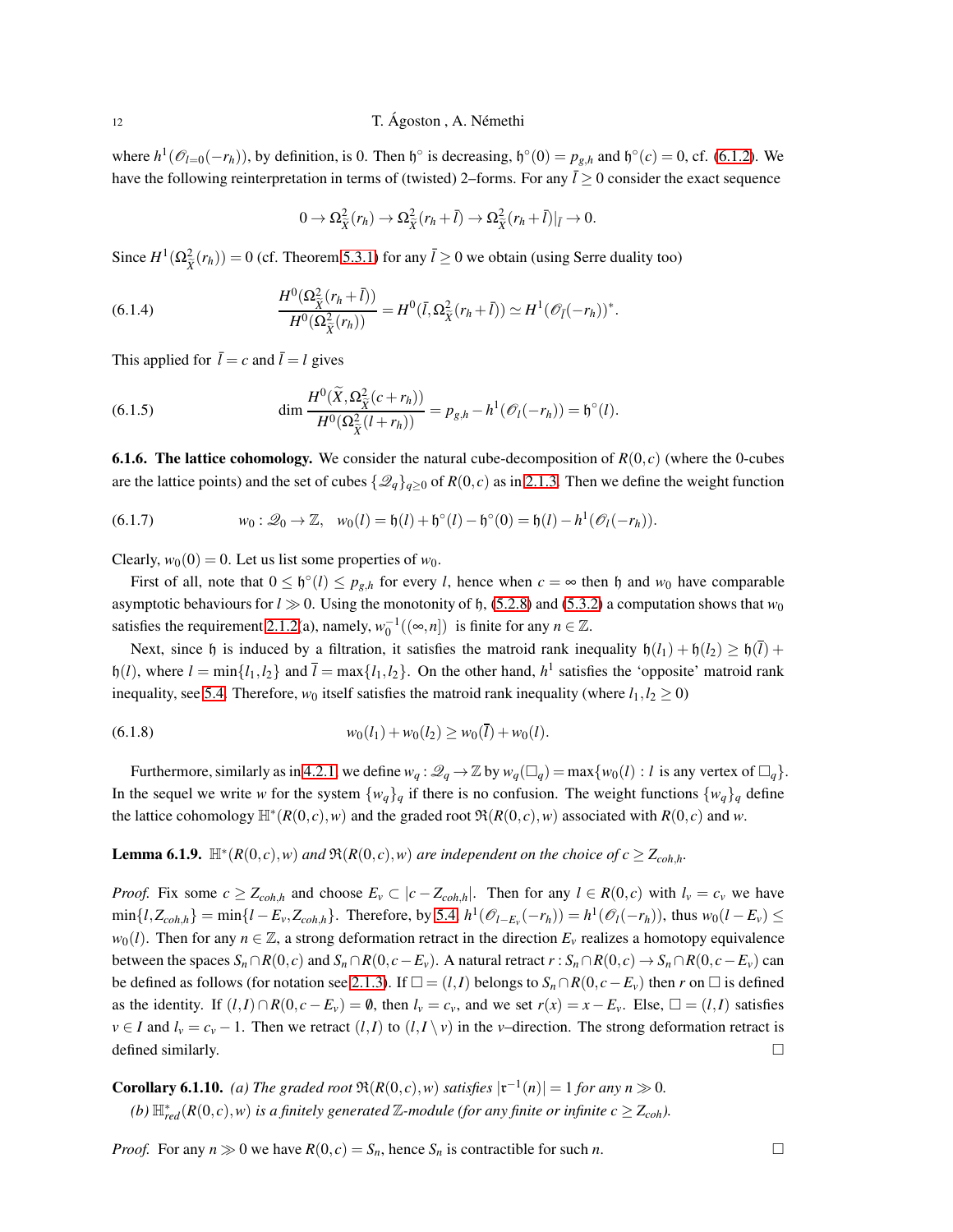where $h^1(\mathscr{O}_{l=0}(-r_h))$, by definition, is 0. Then $\mathfrak{h}^\circ$ is decreasing, $\mathfrak{h}^\circ(0) = p_{g,h}$ and $\mathfrak{h}^\circ(c) = 0$, cf. (6.1.2). We have the following reinterpretation in terms of (twisted) 2–forms. For any $\bar{l} \geq 0$ consider the exact sequence

$$0 \to \Omega^2_{\widetilde{X}}(r_h) \to \Omega^2_{\widetilde{X}}(r_h + \bar{l}) \to \Omega^2_{\widetilde{X}}(r_h + \bar{l})|_{\bar{l}} \to 0.$$

Since $H^1(\Omega^2_{\widetilde{X}}(r_h)) = 0$ (cf. Theorem 5.3.1) for any $\bar{l} \geq 0$ we obtain (using Serre duality too)

$$\frac{H^0(\Omega^2_{\widetilde{X}}(r_h + \bar{l}))}{H^0(\Omega^2_{\widetilde{X}}(r_h))} = H^0(\bar{l}, \Omega^2_{\widetilde{X}}(r_h + \bar{l})) \simeq H^1(\mathscr{O}_{\bar{l}}(-r_h))^*. \tag{6.1.4}$$

This applied for $\bar{l} = c$ and $\bar{l} = l$ gives

$$\dim \frac{H^0(\widetilde{X}, \Omega^2_{\widetilde{X}}(c + r_h))}{H^0(\Omega^2_{\widetilde{X}}(l + r_h))} = p_{g,h} - h^1(\mathscr{O}_l(-r_h)) = \mathfrak{h}^\circ(l). \tag{6.1.5}$$

**6.1.6. The lattice cohomology.** We consider the natural cube-decomposition of $R(0,c)$ (where the 0-cubes are the lattice points) and the set of cubes $\{\mathscr{Q}_q\}_{q \geq 0}$ of $R(0,c)$ as in 2.1.3. Then we define the weight function

$$w_0 : \mathscr{Q}_0 \to \mathbb{Z}, \quad w_0(l) = \mathfrak{h}(l) + \mathfrak{h}^\circ(l) - \mathfrak{h}^\circ(0) = \mathfrak{h}(l) - h^1(\mathscr{O}_l(-r_h)). \tag{6.1.7}$$

Clearly, $w_0(0) = 0$. Let us list some properties of $w_0$.

First of all, note that $0 \leq \mathfrak{h}^\circ(l) \leq p_{g,h}$ for every $l$, hence when $c = \infty$ then $\mathfrak{h}$ and $w_0$ have comparable asymptotic behaviours for $l \gg 0$. Using the monotonity of $\mathfrak{h}$, (5.2.8) and (5.3.2) a computation shows that $w_0$ satisfies the requirement 2.1.2(a), namely, $w_0^{-1}((\infty, n])$ is finite for any $n \in \mathbb{Z}$.

Next, since $\mathfrak{h}$ is induced by a filtration, it satisfies the matroid rank inequality $\mathfrak{h}(l_1) + \mathfrak{h}(l_2) \geq \mathfrak{h}(\bar{l}) + \mathfrak{h}(l)$, where $l = \min\{l_1, l_2\}$ and $\bar{l} = \max\{l_1, l_2\}$. On the other hand, $h^1$ satisfies the 'opposite' matroid rank inequality, see 5.4. Therefore, $w_0$ itself satisfies the matroid rank inequality (where $l_1, l_2 \geq 0$)

$$w_0(l_1) + w_0(l_2) \geq w_0(\bar{l}) + w_0(l). \tag{6.1.8}$$

Furthermore, similarly as in 4.2.1 we define $w_q : \mathscr{Q}_q \to \mathbb{Z}$ by $w_q(\square_q) = \max\{w_0(l) : l \text{ is any vertex of } \square_q\}$. In the sequel we write $w$ for the system $\{w_q\}_q$ if there is no confusion. The weight functions $\{w_q\}_q$ define the lattice cohomology $\mathbb{H}^*(R(0,c), w)$ and the graded root $\mathfrak{R}(R(0,c), w)$ associated with $R(0,c)$ and $w$.

**Lemma 6.1.9.** *$\mathbb{H}^*(R(0,c), w)$ and $\mathfrak{R}(R(0,c), w)$ are independent on the choice of $c \geq Z_{coh,h}$.*

*Proof.* Fix some $c \geq Z_{coh,h}$ and choose $E_v \subset |c - Z_{coh,h}|$. Then for any $l \in R(0,c)$ with $l_v = c_v$ we have $\min\{l, Z_{coh,h}\} = \min\{l - E_v, Z_{coh,h}\}$. Therefore, by 5.4, $h^1(\mathscr{O}_{l-E_v}(-r_h)) = h^1(\mathscr{O}_l(-r_h))$, thus $w_0(l - E_v) \leq w_0(l)$. Then for any $n \in \mathbb{Z}$, a strong deformation retract in the direction $E_v$ realizes a homotopy equivalence between the spaces $S_n \cap R(0,c)$ and $S_n \cap R(0, c - E_v)$. A natural retract $r : S_n \cap R(0,c) \to S_n \cap R(0, c - E_v)$ can be defined as follows (for notation see 2.1.3). If $\square = (l, I)$ belongs to $S_n \cap R(0, c - E_v)$ then $r$ on $\square$ is defined as the identity. If $(l, I) \cap R(0, c - E_v) = \emptyset$, then $l_v = c_v$, and we set $r(x) = x - E_v$. Else, $\square = (l, I)$ satisfies $v \in I$ and $l_v = c_v - 1$. Then we retract $(l, I)$ to $(l, I \setminus v)$ in the $v$–direction. The strong deformation retract is defined similarly. $\square$

**Corollary 6.1.10.** *(a) The graded root $\mathfrak{R}(R(0,c), w)$ satisfies $|\mathfrak{r}^{-1}(n)| = 1$ for any $n \gg 0$.*

*(b) $\mathbb{H}^*_{red}(R(0,c), w)$ is a finitely generated $\mathbb{Z}$-module (for any finite or infinite $c \geq Z_{coh}$).*

*Proof.* For any $n \gg 0$ we have $R(0,c) = S_n$, hence $S_n$ is contractible for such $n$. $\square$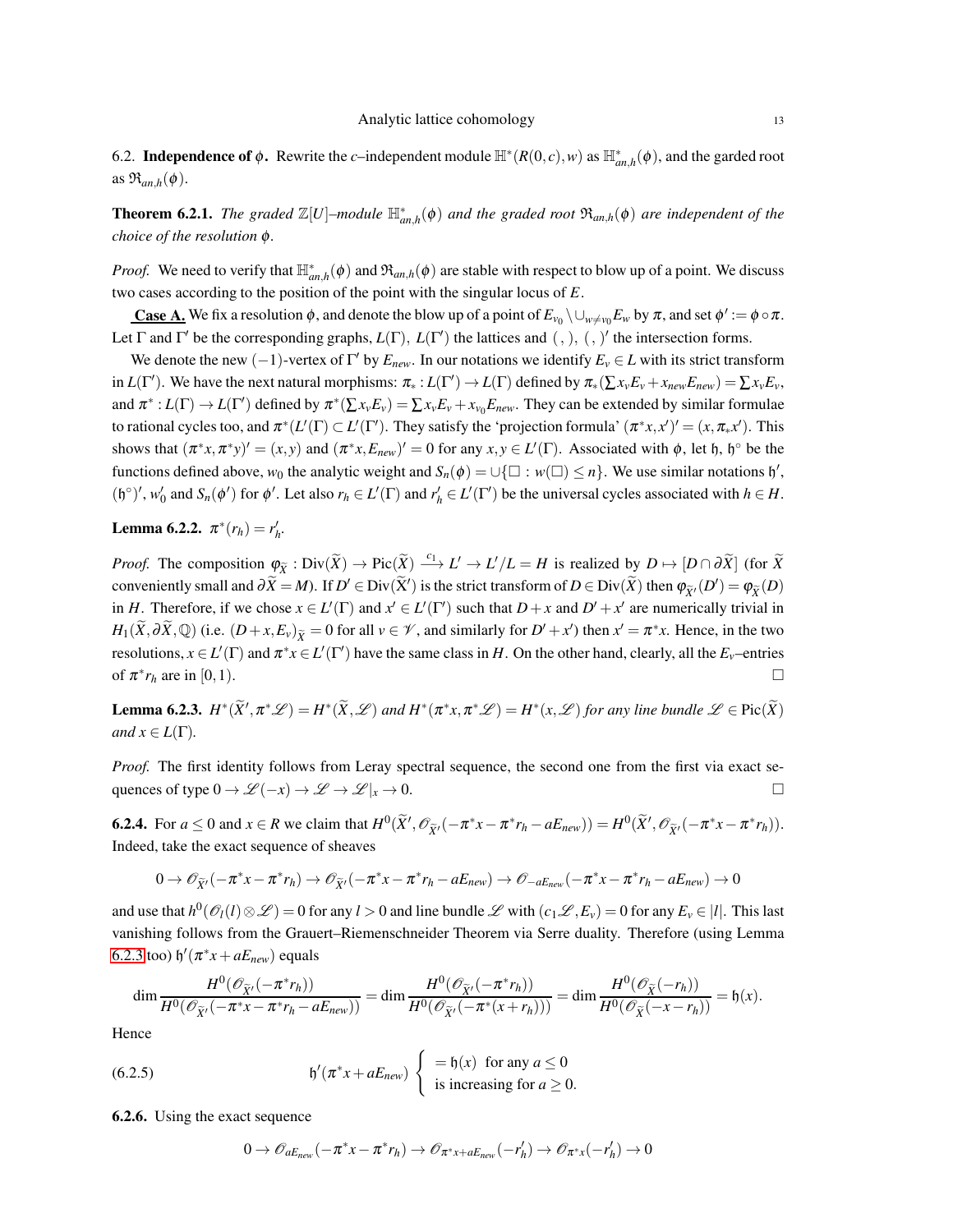6.2. **Independence of $\phi$.** Rewrite the $c$–independent module $\mathbb{H}^*(R(0,c),w)$ as $\mathbb{H}^*_{an,h}(\phi)$, and the garded root as $\mathfrak{R}_{an,h}(\phi)$.

**Theorem 6.2.1.** *The graded $\mathbb{Z}[U]$–module $\mathbb{H}^*_{an,h}(\phi)$ and the graded root $\mathfrak{R}_{an,h}(\phi)$ are independent of the choice of the resolution $\phi$.*

*Proof.* We need to verify that $\mathbb{H}^*_{an,h}(\phi)$ and $\mathfrak{R}_{an,h}(\phi)$ are stable with respect to blow up of a point. We discuss two cases according to the position of the point with the singular locus of $E$.

**Case A.** We fix a resolution $\phi$, and denote the blow up of a point of $E_{v_0}\setminus \cup_{w\neq v_0}E_w$ by $\pi$, and set $\phi':=\phi\circ\pi$. Let $\Gamma$ and $\Gamma'$ be the corresponding graphs, $L(\Gamma)$, $L(\Gamma')$ the lattices and $(\,,\,)$, $(\,,\,)'$ the intersection forms.

We denote the new $(-1)$-vertex of $\Gamma'$ by $E_{new}$. In our notations we identify $E_v\in L$ with its strict transform in $L(\Gamma')$. We have the next natural morphisms: $\pi_*:L(\Gamma')\to L(\Gamma)$ defined by $\pi_*(\sum x_vE_v+x_{new}E_{new})=\sum x_vE_v$, and $\pi^*:L(\Gamma)\to L(\Gamma')$ defined by $\pi^*(\sum x_vE_v)=\sum x_vE_v+x_{v_0}E_{new}$. They can be extended by similar formulae to rational cycles too, and $\pi^*(L'(\Gamma)\subset L'(\Gamma')$. They satisfy the 'projection formula' $(\pi^*x,x')'=(x,\pi_*x')$. This shows that $(\pi^*x,\pi^*y)'=(x,y)$ and $(\pi^*x,E_{new})'=0$ for any $x,y\in L'(\Gamma)$. Associated with $\phi$, let $\mathfrak{h}$, $\mathfrak{h}^\circ$ be the functions defined above, $w_0$ the analytic weight and $S_n(\phi)=\cup\{\square:\,w(\square)\leq n\}$. We use similar notations $\mathfrak{h}'$, $(\mathfrak{h}^\circ)'$, $w_0'$ and $S_n(\phi')$ for $\phi'$. Let also $r_h\in L'(\Gamma)$ and $r_h'\in L'(\Gamma')$ be the universal cycles associated with $h\in H$.

**Lemma 6.2.2.** $\pi^*(r_h)=r_h'$.

*Proof.* The composition $\varphi_{\widetilde{X}}:\mathrm{Div}(\widetilde{X})\to\mathrm{Pic}(\widetilde{X})\xrightarrow{c_1}L'\to L'/L=H$ is realized by $D\mapsto[D\cap\partial\widetilde{X}]$ (for $\widetilde{X}$ conveniently small and $\partial\widetilde{X}=M$). If $D'\in\mathrm{Div}(\widetilde{X}')$ is the strict transform of $D\in\mathrm{Div}(\widetilde{X})$ then $\varphi_{\widetilde{X}'}(D')=\varphi_{\widetilde{X}}(D)$ in $H$. Therefore, if we chose $x\in L'(\Gamma)$ and $x'\in L'(\Gamma')$ such that $D+x$ and $D'+x'$ are numerically trivial in $H_1(\widetilde{X},\partial\widetilde{X},\mathbb{Q})$ (i.e. $(D+x,E_v)_{\widetilde{X}}=0$ for all $v\in\mathcal{V}$, and similarly for $D'+x'$) then $x'=\pi^*x$. Hence, in the two resolutions, $x\in L'(\Gamma)$ and $\pi^*x\in L'(\Gamma')$ have the same class in $H$. On the other hand, clearly, all the $E_v$–entries of $\pi^*r_h$ are in $[0,1)$. $\square$

**Lemma 6.2.3.** *$H^*(\widetilde{X}',\pi^*\mathcal{L})=H^*(\widetilde{X},\mathcal{L})$ and $H^*(\pi^*x,\pi^*\mathcal{L})=H^*(x,\mathcal{L})$ for any line bundle $\mathcal{L}\in\mathrm{Pic}(\widetilde{X})$ and $x\in L(\Gamma)$.*

*Proof.* The first identity follows from Leray spectral sequence, the second one from the first via exact sequences of type $0\to\mathcal{L}(-x)\to\mathcal{L}\to\mathcal{L}|_x\to 0$. $\square$

**6.2.4.** For $a\leq 0$ and $x\in R$ we claim that $H^0(\widetilde{X}',\mathcal{O}_{\widetilde{X}'}(-\pi^*x-\pi^*r_h-aE_{new}))=H^0(\widetilde{X}',\mathcal{O}_{\widetilde{X}'}(-\pi^*x-\pi^*r_h))$. Indeed, take the exact sequence of sheaves

$$0\to\mathcal{O}_{\widetilde{X}'}(-\pi^*x-\pi^*r_h)\to\mathcal{O}_{\widetilde{X}'}(-\pi^*x-\pi^*r_h-aE_{new})\to\mathcal{O}_{-aE_{new}}(-\pi^*x-\pi^*r_h-aE_{new})\to 0$$

and use that $h^0(\mathcal{O}_l(l)\otimes\mathcal{L})=0$ for any $l>0$ and line bundle $\mathcal{L}$ with $(c_1\mathcal{L},E_v)=0$ for any $E_v\in|l|$. This last vanishing follows from the Grauert–Riemenschneider Theorem via Serre duality. Therefore (using Lemma 6.2.3 too) $\mathfrak{h}'(\pi^*x+aE_{new})$ equals

$$\dim\frac{H^0(\mathcal{O}_{\widetilde{X}'}(-\pi^*r_h))}{H^0(\mathcal{O}_{\widetilde{X}'}(-\pi^*x-\pi^*r_h-aE_{new}))}=\dim\frac{H^0(\mathcal{O}_{\widetilde{X}'}(-\pi^*r_h))}{H^0(\mathcal{O}_{\widetilde{X}'}(-\pi^*(x+r_h)))}=\dim\frac{H^0(\mathcal{O}_{\widetilde{X}}(-r_h))}{H^0(\mathcal{O}_{\widetilde{X}}(-x-r_h))}=\mathfrak{h}(x).$$

Hence

$$\mathfrak{h}'(\pi^*x+aE_{new})\begin{cases}=\mathfrak{h}(x)\ \text{ for any } a\leq 0\\ \text{is increasing for } a\geq 0.\end{cases}\tag{6.2.5}$$

**6.2.6.** Using the exact sequence

$$0\to\mathcal{O}_{aE_{new}}(-\pi^*x-\pi^*r_h)\to\mathcal{O}_{\pi^*x+aE_{new}}(-r_h')\to\mathcal{O}_{\pi^*x}(-r_h')\to 0$$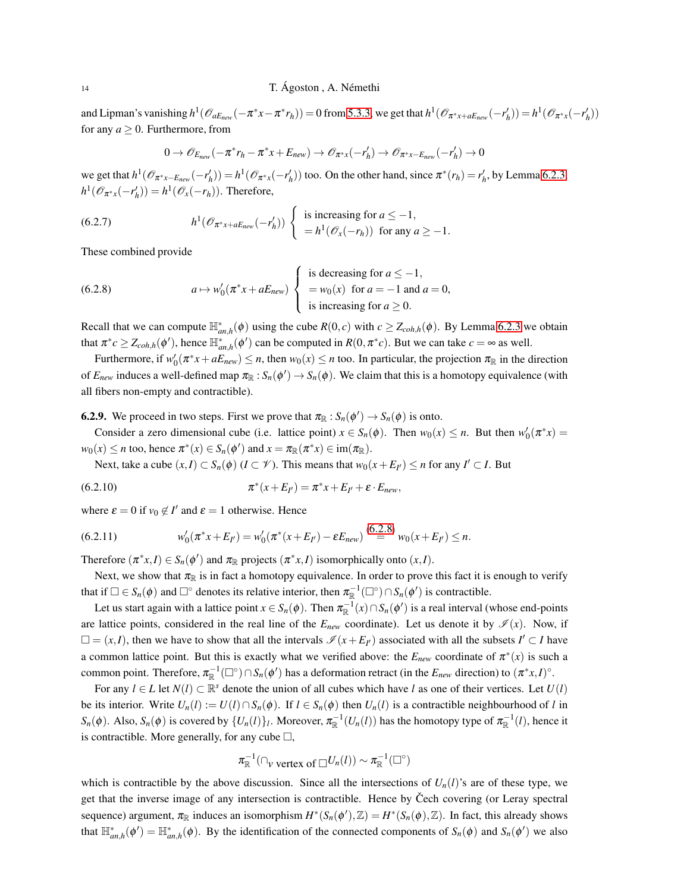and Lipman's vanishing $h^1(\mathscr{O}_{aE_{new}}(-\pi^*x-\pi^*r_h))=0$ from 5.3.3, we get that $h^1(\mathscr{O}_{\pi^*x+aE_{new}}(-r'_h))=h^1(\mathscr{O}_{\pi^*x}(-r'_h))$ for any $a\geq 0$. Furthermore, from

$$0\to \mathscr{O}_{E_{new}}(-\pi^*r_h-\pi^*x+E_{new})\to \mathscr{O}_{\pi^*x}(-r'_h)\to \mathscr{O}_{\pi^*x-E_{new}}(-r'_h)\to 0$$

we get that $h^1(\mathscr{O}_{\pi^*x-E_{new}}(-r'_h))=h^1(\mathscr{O}_{\pi^*x}(-r'_h))$ too. On the other hand, since $\pi^*(r_h)=r'_h$, by Lemma 6.2.3, $h^1(\mathscr{O}_{\pi^*x}(-r'_h))=h^1(\mathscr{O}_x(-r_h))$. Therefore,

$$h^1(\mathscr{O}_{\pi^*x+aE_{new}}(-r'_h))\begin{cases}\text{is increasing for } a\leq -1,\\ =h^1(\mathscr{O}_x(-r_h)) \ \text{ for any } a\geq -1.\end{cases} \tag{6.2.7}$$

These combined provide

$$a\mapsto w'_0(\pi^*x+aE_{new})\begin{cases}\text{is decreasing for } a\leq -1,\\ =w_0(x) \ \text{ for } a=-1 \text{ and } a=0,\\ \text{is increasing for } a\geq 0.\end{cases} \tag{6.2.8}$$

Recall that we can compute $\mathbb{H}^*_{an,h}(\phi)$ using the cube $R(0,c)$ with $c\geq Z_{coh,h}(\phi)$. By Lemma 6.2.3 we obtain that $\pi^*c\geq Z_{coh,h}(\phi')$, hence $\mathbb{H}^*_{an,h}(\phi')$ can be computed in $R(0,\pi^*c)$. But we can take $c=\infty$ as well.

Furthermore, if $w'_0(\pi^*x+aE_{new})\leq n$, then $w_0(x)\leq n$ too. In particular, the projection $\pi_{\mathbb{R}}$ in the direction of $E_{new}$ induces a well-defined map $\pi_{\mathbb{R}}:S_n(\phi')\to S_n(\phi)$. We claim that this is a homotopy equivalence (with all fibers non-empty and contractible).

**6.2.9.** We proceed in two steps. First we prove that $\pi_{\mathbb{R}}:S_n(\phi')\to S_n(\phi)$ is onto.

Consider a zero dimensional cube (i.e. lattice point) $x\in S_n(\phi)$. Then $w_0(x)\leq n$. But then $w'_0(\pi^*x)=w_0(x)\leq n$ too, hence $\pi^*(x)\in S_n(\phi')$ and $x=\pi_{\mathbb{R}}(\pi^*x)\in \mathrm{im}(\pi_{\mathbb{R}})$.

Next, take a cube $(x,I)\subset S_n(\phi)$ ($I\subset \mathscr{V}$). This means that $w_0(x+E_{I'})\leq n$ for any $I'\subset I$. But

$$\pi^*(x+E_{I'})=\pi^*x+E_{I'}+\varepsilon\cdot E_{new}, \tag{6.2.10}$$

where $\varepsilon=0$ if $v_0\notin I'$ and $\varepsilon=1$ otherwise. Hence

$$w'_0(\pi^*x+E_{I'})=w'_0(\pi^*(x+E_{I'})-\varepsilon E_{new})\overset{(6.2.8)}{=}w_0(x+E_{I'})\leq n. \tag{6.2.11}$$

Therefore $(\pi^*x,I)\in S_n(\phi')$ and $\pi_{\mathbb{R}}$ projects $(\pi^*x,I)$ isomorphically onto $(x,I)$.

Next, we show that $\pi_{\mathbb{R}}$ is in fact a homotopy equivalence. In order to prove this fact it is enough to verify that if $\square\in S_n(\phi)$ and $\square^\circ$ denotes its relative interior, then $\pi_{\mathbb{R}}^{-1}(\square^\circ)\cap S_n(\phi')$ is contractible.

Let us start again with a lattice point $x\in S_n(\phi)$. Then $\pi_{\mathbb{R}}^{-1}(x)\cap S_n(\phi')$ is a real interval (whose end-points are lattice points, considered in the real line of the $E_{new}$ coordinate). Let us denote it by $\mathscr{I}(x)$. Now, if $\square=(x,I)$, then we have to show that all the intervals $\mathscr{I}(x+E_{I'})$ associated with all the subsets $I'\subset I$ have a common lattice point. But this is exactly what we verified above: the $E_{new}$ coordinate of $\pi^*(x)$ is such a common point. Therefore, $\pi_{\mathbb{R}}^{-1}(\square^\circ)\cap S_n(\phi')$ has a deformation retract (in the $E_{new}$ direction) to $(\pi^*x,I)^\circ$.

For any $l\in L$ let $N(l)\subset\mathbb{R}^s$ denote the union of all cubes which have $l$ as one of their vertices. Let $U(l)$ be its interior. Write $U_n(l):=U(l)\cap S_n(\phi)$. If $l\in S_n(\phi)$ then $U_n(l)$ is a contractible neighbourhood of $l$ in $S_n(\phi)$. Also, $S_n(\phi)$ is covered by $\{U_n(l)\}_l$. Moreover, $\pi_{\mathbb{R}}^{-1}(U_n(l))$ has the homotopy type of $\pi_{\mathbb{R}}^{-1}(l)$, hence it is contractible. More generally, for any cube $\square$,

$$\pi_{\mathbb{R}}^{-1}(\cap_{v \text{ vertex of } \square}U_n(l))\sim \pi_{\mathbb{R}}^{-1}(\square^\circ)$$

which is contractible by the above discussion. Since all the intersections of $U_n(l)$'s are of these type, we get that the inverse image of any intersection is contractible. Hence by Čech covering (or Leray spectral sequence) argument, $\pi_{\mathbb{R}}$ induces an isomorphism $H^*(S_n(\phi'),\mathbb{Z})=H^*(S_n(\phi),\mathbb{Z})$. In fact, this already shows that $\mathbb{H}^*_{an,h}(\phi')=\mathbb{H}^*_{an,h}(\phi)$. By the identification of the connected components of $S_n(\phi)$ and $S_n(\phi')$ we also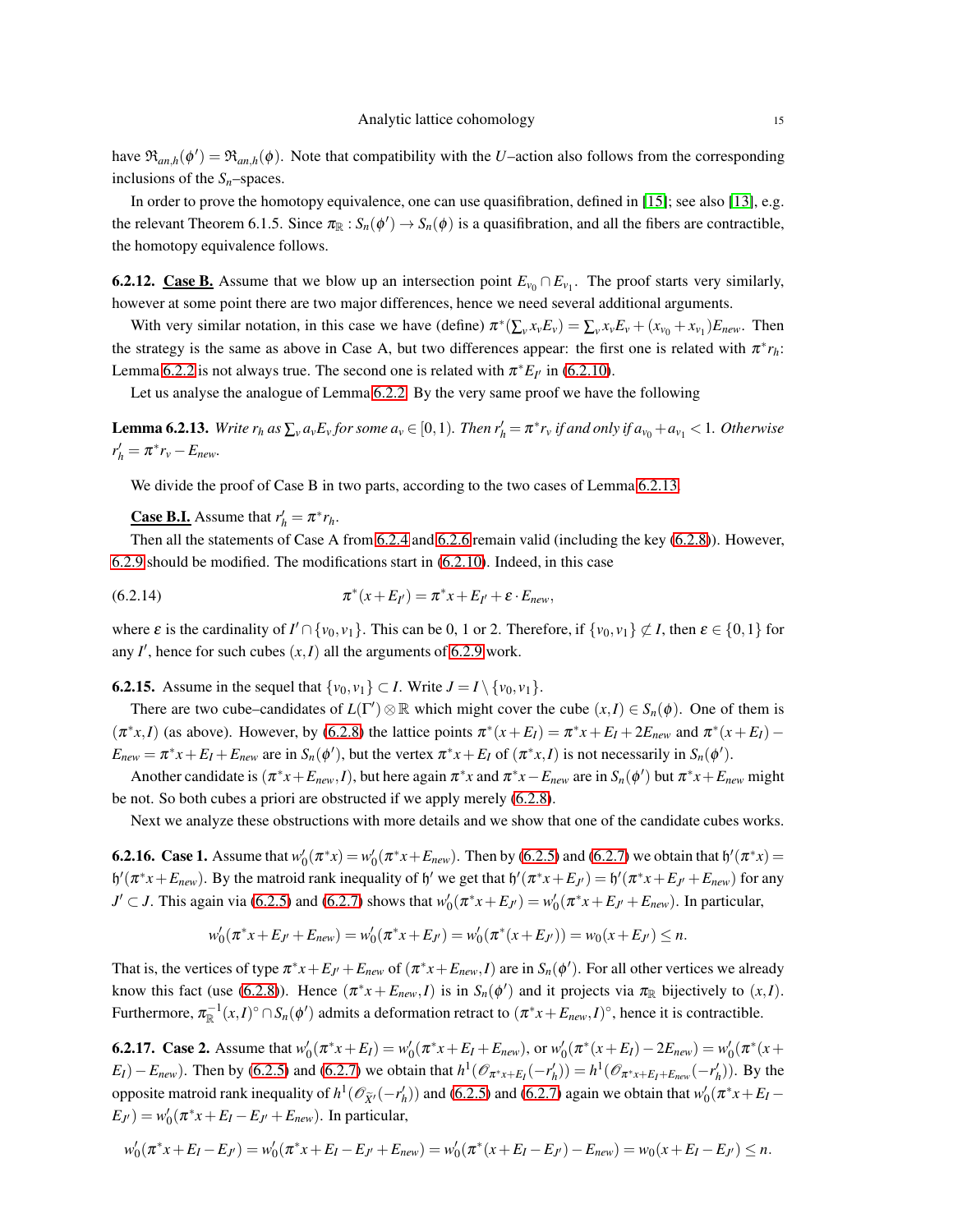have $\mathfrak{R}_{an,h}(\phi') = \mathfrak{R}_{an,h}(\phi)$. Note that compatibility with the $U$–action also follows from the corresponding inclusions of the $S_n$–spaces.

In order to prove the homotopy equivalence, one can use quasifibration, defined in [15]; see also [13], e.g. the relevant Theorem 6.1.5. Since $\pi_{\mathbb{R}} : S_n(\phi') \to S_n(\phi)$ is a quasifibration, and all the fibers are contractible, the homotopy equivalence follows.

**6.2.12.** **Case B.** Assume that we blow up an intersection point $E_{v_0} \cap E_{v_1}$. The proof starts very similarly, however at some point there are two major differences, hence we need several additional arguments.

With very similar notation, in this case we have (define) $\pi^*(\sum_v x_v E_v) = \sum_v x_v E_v + (x_{v_0} + x_{v_1}) E_{new}$. Then the strategy is the same as above in Case A, but two differences appear: the first one is related with $\pi^* r_h$: Lemma 6.2.2 is not always true. The second one is related with $\pi^* E_{I'}$ in (6.2.10).

Let us analyse the analogue of Lemma 6.2.2. By the very same proof we have the following

**Lemma 6.2.13.** *Write $r_h$ as $\sum_v a_v E_v$ for some $a_v \in [0,1)$. Then $r'_h = \pi^* r_v$ if and only if $a_{v_0} + a_{v_1} < 1$. Otherwise $r'_h = \pi^* r_v - E_{new}$.*

We divide the proof of Case B in two parts, according to the two cases of Lemma 6.2.13.

**Case B.I.** Assume that $r'_h = \pi^* r_h$.

Then all the statements of Case A from 6.2.4 and 6.2.6 remain valid (including the key (6.2.8)). However, 6.2.9 should be modified. The modifications start in (6.2.10). Indeed, in this case

$$\pi^*(x + E_{I'}) = \pi^* x + E_{I'} + \varepsilon \cdot E_{new}, \tag{6.2.14}$$

where $\varepsilon$ is the cardinality of $I' \cap \{v_0, v_1\}$. This can be 0, 1 or 2. Therefore, if $\{v_0, v_1\} \not\subset I$, then $\varepsilon \in \{0,1\}$ for any $I'$, hence for such cubes $(x,I)$ all the arguments of 6.2.9 work.

**6.2.15.** Assume in the sequel that $\{v_0, v_1\} \subset I$. Write $J = I \setminus \{v_0, v_1\}$.

There are two cube–candidates of $L(\Gamma') \otimes \mathbb{R}$ which might cover the cube $(x,I) \in S_n(\phi)$. One of them is $(\pi^* x, I)$ (as above). However, by (6.2.8) the lattice points $\pi^*(x+E_I) = \pi^* x + E_I + 2E_{new}$ and $\pi^*(x+E_I) - E_{new} = \pi^* x + E_I + E_{new}$ are in $S_n(\phi')$, but the vertex $\pi^* x + E_I$ of $(\pi^* x, I)$ is not necessarily in $S_n(\phi')$.

Another candidate is $(\pi^* x + E_{new}, I)$, but here again $\pi^* x$ and $\pi^* x - E_{new}$ are in $S_n(\phi')$ but $\pi^* x + E_{new}$ might be not. So both cubes a priori are obstructed if we apply merely (6.2.8).

Next we analyze these obstructions with more details and we show that one of the candidate cubes works.

**6.2.16.** **Case 1.** Assume that $w'_0(\pi^* x) = w'_0(\pi^* x + E_{new})$. Then by (6.2.5) and (6.2.7) we obtain that $\mathfrak{h}'(\pi^* x) = \mathfrak{h}'(\pi^* x + E_{new})$. By the matroid rank inequality of $\mathfrak{h}'$ we get that $\mathfrak{h}'(\pi^* x + E_{J'}) = \mathfrak{h}'(\pi^* x + E_{J'} + E_{new})$ for any $J' \subset J$. This again via (6.2.5) and (6.2.7) shows that $w'_0(\pi^* x + E_{J'}) = w'_0(\pi^* x + E_{J'} + E_{new})$. In particular,

$$w'_0(\pi^* x + E_{J'} + E_{new}) = w'_0(\pi^* x + E_{J'}) = w'_0(\pi^*(x + E_{J'})) = w_0(x + E_{J'}) \le n.$$

That is, the vertices of type $\pi^* x + E_{J'} + E_{new}$ of $(\pi^* x + E_{new}, I)$ are in $S_n(\phi')$. For all other vertices we already know this fact (use (6.2.8)). Hence $(\pi^* x + E_{new}, I)$ is in $S_n(\phi')$ and it projects via $\pi_{\mathbb{R}}$ bijectively to $(x,I)$. Furthermore, $\pi_{\mathbb{R}}^{-1}(x,I)^\circ \cap S_n(\phi')$ admits a deformation retract to $(\pi^* x + E_{new}, I)^\circ$, hence it is contractible.

**6.2.17.** **Case 2.** Assume that $w'_0(\pi^* x + E_I) = w'_0(\pi^* x + E_I + E_{new})$, or $w'_0(\pi^*(x + E_I) - 2E_{new}) = w'_0(\pi^*(x + E_I) - E_{new})$. Then by (6.2.5) and (6.2.7) we obtain that $h^1(\mathscr{O}_{\pi^* x + E_I}(-r'_h)) = h^1(\mathscr{O}_{\pi^* x + E_I + E_{new}}(-r'_h))$. By the opposite matroid rank inequality of $h^1(\mathscr{O}_{\widetilde{X}'}(-r'_h))$ and (6.2.5) and (6.2.7) again we obtain that $w'_0(\pi^* x + E_I - E_{J'}) = w'_0(\pi^* x + E_I - E_{J'} + E_{new})$. In particular,

$$w'_0(\pi^* x + E_I - E_{J'}) = w'_0(\pi^* x + E_I - E_{J'} + E_{new}) = w'_0(\pi^*(x + E_I - E_{J'}) - E_{new}) = w_0(x + E_I - E_{J'}) \le n.$$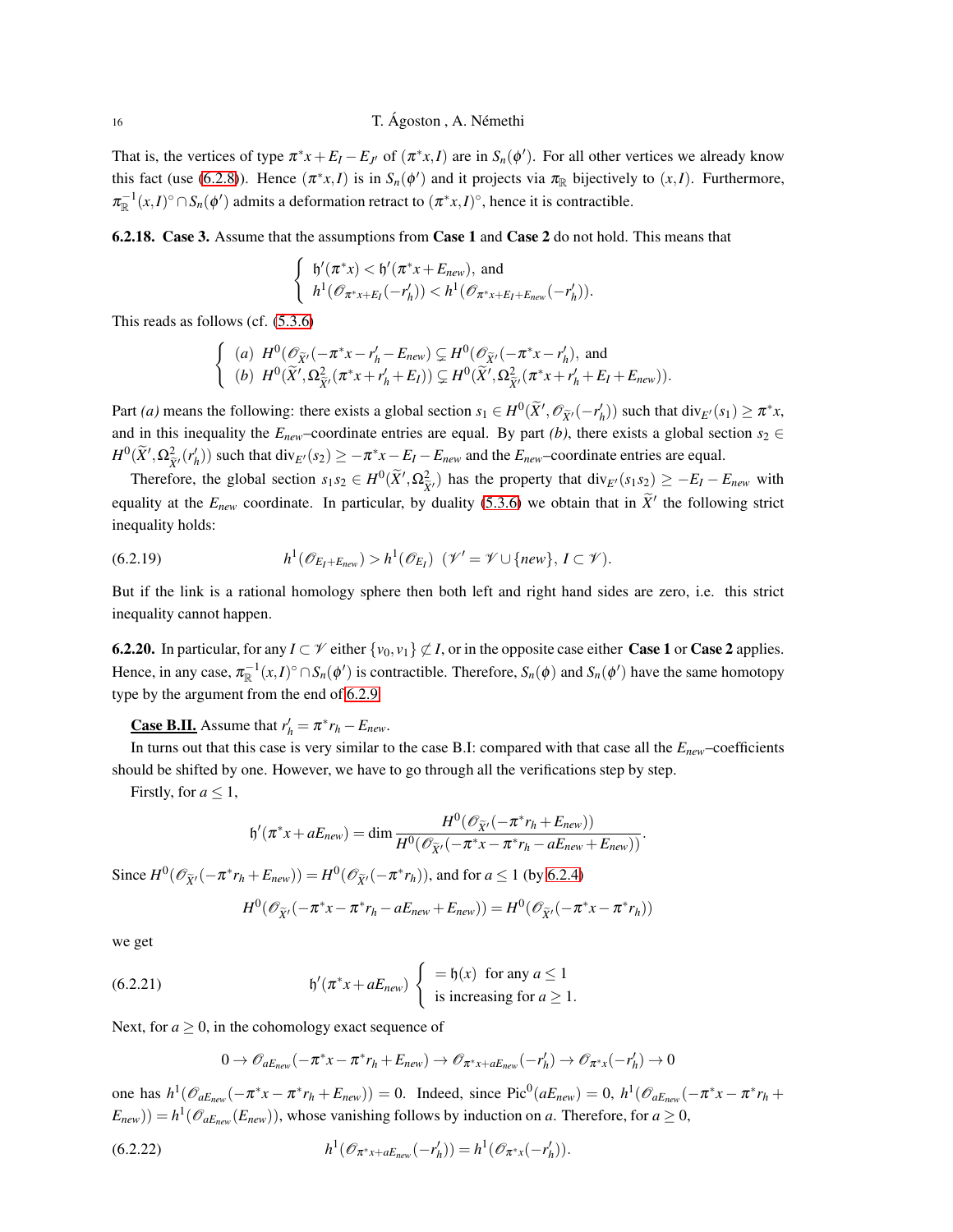That is, the vertices of type $\pi^*x+E_I-E_{J'}$ of $(\pi^*x,I)$ are in $S_n(\phi')$. For all other vertices we already know this fact (use (6.2.8)). Hence $(\pi^*x,I)$ is in $S_n(\phi')$ and it projects via $\pi_{\mathbb{R}}$ bijectively to $(x,I)$. Furthermore, $\pi_{\mathbb{R}}^{-1}(x,I)^\circ\cap S_n(\phi')$ admits a deformation retract to $(\pi^*x,I)^\circ$, hence it is contractible.

**6.2.18. Case 3.** Assume that the assumptions from **Case 1** and **Case 2** do not hold. This means that

$$\begin{cases} \mathfrak{h}'(\pi^*x)<\mathfrak{h}'(\pi^*x+E_{new}), \text{ and} \\ h^1(\mathscr{O}_{\pi^*x+E_I}(-r'_h))<h^1(\mathscr{O}_{\pi^*x+E_I+E_{new}}(-r'_h)). \end{cases}$$

This reads as follows (cf. (5.3.6)

$$\begin{cases} (a)\ H^0(\mathscr{O}_{\widetilde{X}'}(-\pi^*x-r'_h-E_{new})\subsetneq H^0(\mathscr{O}_{\widetilde{X}'}(-\pi^*x-r'_h), \text{ and} \\ (b)\ H^0(\widetilde{X}',\Omega^2_{\widetilde{X}'}(\pi^*x+r'_h+E_I))\subsetneq H^0(\widetilde{X}',\Omega^2_{\widetilde{X}'}(\pi^*x+r'_h+E_I+E_{new})). \end{cases}$$

Part *(a)* means the following: there exists a global section $s_1\in H^0(\widetilde{X}',\mathscr{O}_{\widetilde{X}'}(-r'_h))$ such that $\mathrm{div}_{E'}(s_1)\geq \pi^*x$, and in this inequality the $E_{new}$–coordinate entries are equal. By part *(b)*, there exists a global section $s_2\in H^0(\widetilde{X}',\Omega^2_{\widetilde{X}'}(r'_h))$ such that $\mathrm{div}_{E'}(s_2)\geq -\pi^*x-E_I-E_{new}$ and the $E_{new}$–coordinate entries are equal.

Therefore, the global section $s_1s_2\in H^0(\widetilde{X}',\Omega^2_{\widetilde{X}'})$ has the property that $\mathrm{div}_{E'}(s_1s_2)\geq -E_I-E_{new}$ with equality at the $E_{new}$ coordinate. In particular, by duality (5.3.6) we obtain that in $\widetilde{X}'$ the following strict inequality holds:

$$h^1(\mathscr{O}_{E_I+E_{new}})>h^1(\mathscr{O}_{E_I})\ \ (\mathscr{V}'=\mathscr{V}\cup\{new\},\, I\subset\mathscr{V}). \tag{6.2.19}$$

But if the link is a rational homology sphere then both left and right hand sides are zero, i.e. this strict inequality cannot happen.

**6.2.20.** In particular, for any $I\subset\mathscr{V}$ either $\{v_0,v_1\}\not\subset I$, or in the opposite case either **Case 1** or **Case 2** applies. Hence, in any case, $\pi_{\mathbb{R}}^{-1}(x,I)^\circ\cap S_n(\phi')$ is contractible. Therefore, $S_n(\phi)$ and $S_n(\phi')$ have the same homotopy type by the argument from the end of 6.2.9.

**<u>Case B.II.</u>** Assume that $r'_h=\pi^*r_h-E_{new}$.

In turns out that this case is very similar to the case B.I: compared with that case all the $E_{new}$–coefficients should be shifted by one. However, we have to go through all the verifications step by step.

Firstly, for $a\leq 1$,

$$\mathfrak{h}'(\pi^*x+aE_{new})=\dim\frac{H^0(\mathscr{O}_{\widetilde{X}'}(-\pi^*r_h+E_{new}))}{H^0(\mathscr{O}_{\widetilde{X}'}(-\pi^*x-\pi^*r_h-aE_{new}+E_{new}))}.$$

Since $H^0(\mathscr{O}_{\widetilde{X}'}(-\pi^*r_h+E_{new}))=H^0(\mathscr{O}_{\widetilde{X}'}(-\pi^*r_h))$, and for $a\leq 1$ (by 6.2.4)

$$H^0(\mathscr{O}_{\widetilde{X}'}(-\pi^*x-\pi^*r_h-aE_{new}+E_{new}))=H^0(\mathscr{O}_{\widetilde{X}'}(-\pi^*x-\pi^*r_h))$$

we get

$$\mathfrak{h}'(\pi^*x+aE_{new})\ \begin{cases} =\mathfrak{h}(x)\ \text{ for any } a\leq 1 \\ \text{is increasing for } a\geq 1. \end{cases} \tag{6.2.21}$$

Next, for $a\geq 0$, in the cohomology exact sequence of

$$0\to\mathscr{O}_{aE_{new}}(-\pi^*x-\pi^*r_h+E_{new})\to\mathscr{O}_{\pi^*x+aE_{new}}(-r'_h)\to\mathscr{O}_{\pi^*x}(-r'_h)\to 0$$

one has $h^1(\mathscr{O}_{aE_{new}}(-\pi^*x-\pi^*r_h+E_{new}))=0$. Indeed, since $\mathrm{Pic}^0(aE_{new})=0$, $h^1(\mathscr{O}_{aE_{new}}(-\pi^*x-\pi^*r_h+E_{new}))=h^1(\mathscr{O}_{aE_{new}}(E_{new}))$, whose vanishing follows by induction on $a$. Therefore, for $a\geq 0$,

$$h^1(\mathscr{O}_{\pi^*x+aE_{new}}(-r'_h))=h^1(\mathscr{O}_{\pi^*x}(-r'_h)). \tag{6.2.22}$$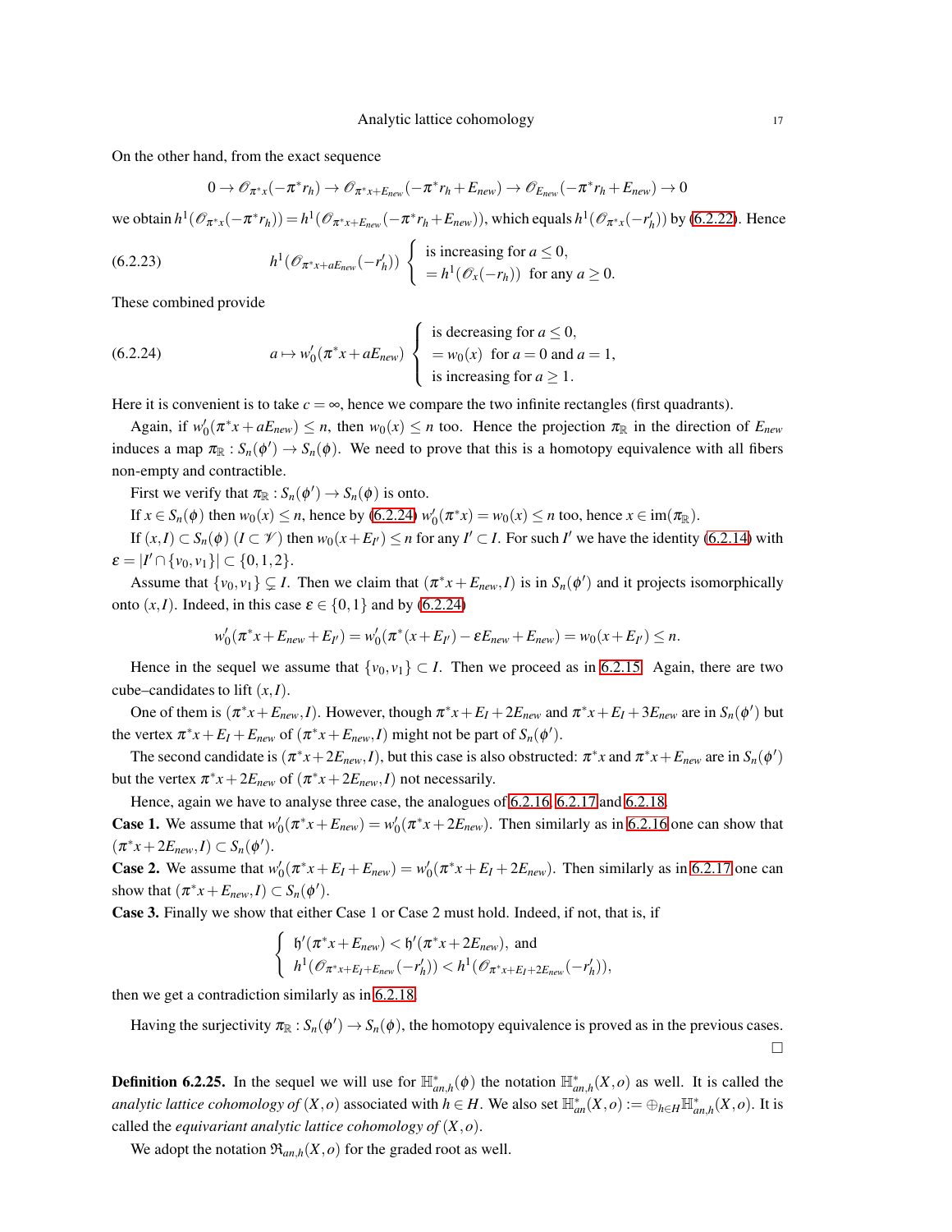On the other hand, from the exact sequence

$$0 \to \mathscr{O}_{\pi^*x}(-\pi^*r_h) \to \mathscr{O}_{\pi^*x+E_{new}}(-\pi^*r_h+E_{new}) \to \mathscr{O}_{E_{new}}(-\pi^*r_h+E_{new}) \to 0$$

we obtain $h^1(\mathscr{O}_{\pi^*x}(-\pi^*r_h)) = h^1(\mathscr{O}_{\pi^*x+E_{new}}(-\pi^*r_h+E_{new}))$, which equals $h^1(\mathscr{O}_{\pi^*x}(-r'_h))$ by (6.2.22). Hence

$$(6.2.23) \qquad h^1(\mathscr{O}_{\pi^*x+aE_{new}}(-r'_h)) \begin{cases} \text{is increasing for } a \leq 0, \\ = h^1(\mathscr{O}_x(-r_h)) \ \text{ for any } a \geq 0. \end{cases}$$

These combined provide

$$(6.2.24) \qquad a \mapsto w'_0(\pi^*x+aE_{new}) \begin{cases} \text{is decreasing for } a \leq 0, \\ = w_0(x) \ \text{ for } a=0 \text{ and } a=1, \\ \text{is increasing for } a \geq 1. \end{cases}$$

Here it is convenient is to take $c=\infty$, hence we compare the two infinite rectangles (first quadrants).

Again, if $w'_0(\pi^*x+aE_{new}) \leq n$, then $w_0(x) \leq n$ too. Hence the projection $\pi_{\mathbb{R}}$ in the direction of $E_{new}$ induces a map $\pi_{\mathbb{R}}: S_n(\phi') \to S_n(\phi)$. We need to prove that this is a homotopy equivalence with all fibers non-empty and contractible.

First we verify that $\pi_{\mathbb{R}}: S_n(\phi') \to S_n(\phi)$ is onto.

If $x \in S_n(\phi)$ then $w_0(x) \leq n$, hence by (6.2.24) $w'_0(\pi^*x) = w_0(x) \leq n$ too, hence $x \in \mathrm{im}(\pi_{\mathbb{R}})$.

If $(x,I) \subset S_n(\phi)$ $(I \subset \mathscr{V})$ then $w_0(x+E_{I'}) \leq n$ for any $I' \subset I$. For such $I'$ we have the identity (6.2.14) with $\varepsilon = |I' \cap \{v_0,v_1\}| \subset \{0,1,2\}$.

Assume that $\{v_0,v_1\} \subsetneq I$. Then we claim that $(\pi^*x+E_{new},I)$ is in $S_n(\phi')$ and it projects isomorphically onto $(x,I)$. Indeed, in this case $\varepsilon \in \{0,1\}$ and by (6.2.24)

$$w'_0(\pi^*x+E_{new}+E_{I'}) = w'_0(\pi^*(x+E_{I'})-\varepsilon E_{new}+E_{new}) = w_0(x+E_{I'}) \leq n.$$

Hence in the sequel we assume that $\{v_0,v_1\} \subset I$. Then we proceed as in 6.2.15. Again, there are two cube–candidates to lift $(x,I)$.

One of them is $(\pi^*x+E_{new},I)$. However, though $\pi^*x+E_I+2E_{new}$ and $\pi^*x+E_I+3E_{new}$ are in $S_n(\phi')$ but the vertex $\pi^*x+E_I+E_{new}$ of $(\pi^*x+E_{new},I)$ might not be part of $S_n(\phi')$.

The second candidate is $(\pi^*x+2E_{new},I)$, but this case is also obstructed: $\pi^*x$ and $\pi^*x+E_{new}$ are in $S_n(\phi')$ but the vertex $\pi^*x+2E_{new}$ of $(\pi^*x+2E_{new},I)$ not necessarily.

Hence, again we have to analyse three case, the analogues of 6.2.16, 6.2.17 and 6.2.18.

**Case 1.** We assume that $w'_0(\pi^*x+E_{new}) = w'_0(\pi^*x+2E_{new})$. Then similarly as in 6.2.16 one can show that $(\pi^*x+2E_{new},I) \subset S_n(\phi')$.

**Case 2.** We assume that $w'_0(\pi^*x+E_I+E_{new}) = w'_0(\pi^*x+E_I+2E_{new})$. Then similarly as in 6.2.17 one can show that $(\pi^*x+E_{new},I) \subset S_n(\phi')$.

**Case 3.** Finally we show that either Case 1 or Case 2 must hold. Indeed, if not, that is, if

$$\begin{cases} \mathfrak{h}'(\pi^*x+E_{new}) < \mathfrak{h}'(\pi^*x+2E_{new}), \text{ and} \\ h^1(\mathscr{O}_{\pi^*x+E_I+E_{new}}(-r'_h)) < h^1(\mathscr{O}_{\pi^*x+E_I+2E_{new}}(-r'_h)), \end{cases}$$

then we get a contradiction similarly as in 6.2.18.

Having the surjectivity $\pi_{\mathbb{R}}: S_n(\phi') \to S_n(\phi)$, the homotopy equivalence is proved as in the previous cases. $\square$

**Definition 6.2.25.** In the sequel we will use for $\mathbb{H}^*_{an,h}(\phi)$ the notation $\mathbb{H}^*_{an,h}(X,o)$ as well. It is called the *analytic lattice cohomology of* $(X,o)$ associated with $h \in H$. We also set $\mathbb{H}^*_{an}(X,o) := \oplus_{h \in H}\mathbb{H}^*_{an,h}(X,o)$. It is called the *equivariant analytic lattice cohomology of* $(X,o)$.

We adopt the notation $\mathfrak{R}_{an,h}(X,o)$ for the graded root as well.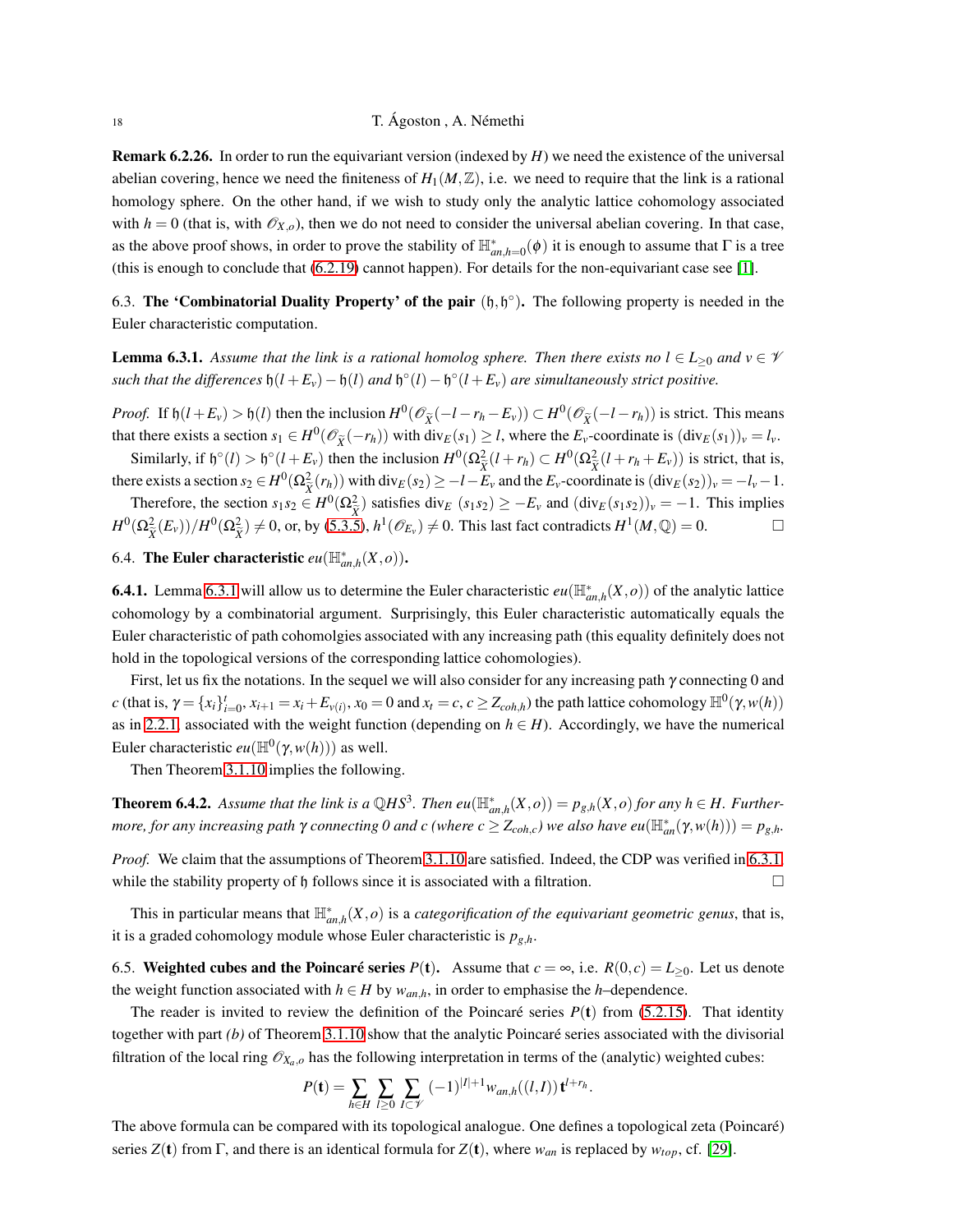**Remark 6.2.26.** In order to run the equivariant version (indexed by $H$) we need the existence of the universal abelian covering, hence we need the finiteness of $H_1(M,\mathbb{Z})$, i.e. we need to require that the link is a rational homology sphere. On the other hand, if we wish to study only the analytic lattice cohomology associated with $h=0$ (that is, with $\mathscr{O}_{X,o}$), then we do not need to consider the universal abelian covering. In that case, as the above proof shows, in order to prove the stability of $\mathbb{H}^*_{an,h=0}(\phi)$ it is enough to assume that $\Gamma$ is a tree (this is enough to conclude that (6.2.19) cannot happen). For details for the non-equivariant case see [1].

## 6.3. The 'Combinatorial Duality Property' of the pair $(\mathfrak{h},\mathfrak{h}^\circ)$.

The following property is needed in the Euler characteristic computation.

**Lemma 6.3.1.** *Assume that the link is a rational homolog sphere. Then there exists no $l\in L_{\geq 0}$ and $v\in\mathscr{V}$ such that the differences $\mathfrak{h}(l+E_v)-\mathfrak{h}(l)$ and $\mathfrak{h}^\circ(l)-\mathfrak{h}^\circ(l+E_v)$ are simultaneously strict positive.*

*Proof.* If $\mathfrak{h}(l+E_v)>\mathfrak{h}(l)$ then the inclusion $H^0(\mathscr{O}_{\widetilde{X}}(-l-r_h-E_v))\subset H^0(\mathscr{O}_{\widetilde{X}}(-l-r_h))$ is strict. This means that there exists a section $s_1\in H^0(\mathscr{O}_{\widetilde{X}}(-r_h))$ with $\mathrm{div}_E(s_1)\geq l$, where the $E_v$-coordinate is $(\mathrm{div}_E(s_1))_v=l_v$.

Similarly, if $\mathfrak{h}^\circ(l)>\mathfrak{h}^\circ(l+E_v)$ then the inclusion $H^0(\Omega^2_{\widetilde{X}}(l+r_h)\subset H^0(\Omega^2_{\widetilde{X}}(l+r_h+E_v))$ is strict, that is, there exists a section $s_2\in H^0(\Omega^2_{\widetilde{X}}(r_h))$ with $\mathrm{div}_E(s_2)\geq -l-E_v$ and the $E_v$-coordinate is $(\mathrm{div}_E(s_2))_v=-l_v-1$.

Therefore, the section $s_1s_2\in H^0(\Omega^2_{\widetilde{X}})$ satisfies $\mathrm{div}_E\,(s_1s_2)\geq -E_v$ and $(\mathrm{div}_E(s_1s_2))_v=-1$. This implies $H^0(\Omega^2_{\widetilde{X}}(E_v))/H^0(\Omega^2_{\widetilde{X}})\neq 0$, or, by (5.3.5), $h^1(\mathscr{O}_{E_v})\neq 0$. This last fact contradicts $H^1(M,\mathbb{Q})=0$. $\square$

## 6.4. The Euler characteristic $eu(\mathbb{H}^*_{an,h}(X,o))$.

**6.4.1.** Lemma 6.3.1 will allow us to determine the Euler characteristic $eu(\mathbb{H}^*_{an,h}(X,o))$ of the analytic lattice cohomology by a combinatorial argument. Surprisingly, this Euler characteristic automatically equals the Euler characteristic of path cohomolgies associated with any increasing path (this equality definitely does not hold in the topological versions of the corresponding lattice cohomologies).

First, let us fix the notations. In the sequel we will also consider for any increasing path $\gamma$ connecting 0 and $c$ (that is, $\gamma=\{x_i\}_{i=0}^t$, $x_{i+1}=x_i+E_{v(i)}$, $x_0=0$ and $x_t=c$, $c\geq Z_{coh,h}$) the path lattice cohomology $\mathbb{H}^0(\gamma,w(h))$ as in 2.2.1, associated with the weight function (depending on $h\in H$). Accordingly, we have the numerical Euler characteristic $eu(\mathbb{H}^0(\gamma,w(h)))$ as well.

Then Theorem 3.1.10 implies the following.

**Theorem 6.4.2.** *Assume that the link is a $\mathbb{Q}HS^3$. Then $eu(\mathbb{H}^*_{an,h}(X,o))=p_{g,h}(X,o)$ for any $h\in H$. Furthermore, for any increasing path $\gamma$ connecting 0 and $c$ (where $c\geq Z_{coh,c}$) we also have $eu(\mathbb{H}^*_{an}(\gamma,w(h)))=p_{g,h}$.*

*Proof.* We claim that the assumptions of Theorem 3.1.10 are satisfied. Indeed, the CDP was verified in 6.3.1, while the stability property of $\mathfrak{h}$ follows since it is associated with a filtration. $\square$

This in particular means that $\mathbb{H}^*_{an,h}(X,o)$ is a *categorification of the equivariant geometric genus*, that is, it is a graded cohomology module whose Euler characteristic is $p_{g,h}$.

## 6.5. Weighted cubes and the Poincaré series $P(\mathbf{t})$.

Assume that $c=\infty$, i.e. $R(0,c)=L_{\geq 0}$. Let us denote the weight function associated with $h\in H$ by $w_{an,h}$, in order to emphasise the $h$–dependence.

The reader is invited to review the definition of the Poincaré series $P(\mathbf{t})$ from (5.2.15). That identity together with part *(b)* of Theorem 3.1.10 show that the analytic Poincaré series associated with the divisorial filtration of the local ring $\mathscr{O}_{X_a,o}$ has the following interpretation in terms of the (analytic) weighted cubes:

$$P(\mathbf{t})=\sum_{h\in H}\sum_{l\geq 0}\sum_{I\subset\mathscr{V}}(-1)^{|I|+1}w_{an,h}((l,I))\,\mathbf{t}^{l+r_h}.$$

The above formula can be compared with its topological analogue. One defines a topological zeta (Poincaré) series $Z(\mathbf{t})$ from $\Gamma$, and there is an identical formula for $Z(\mathbf{t})$, where $w_{an}$ is replaced by $w_{top}$, cf. [29].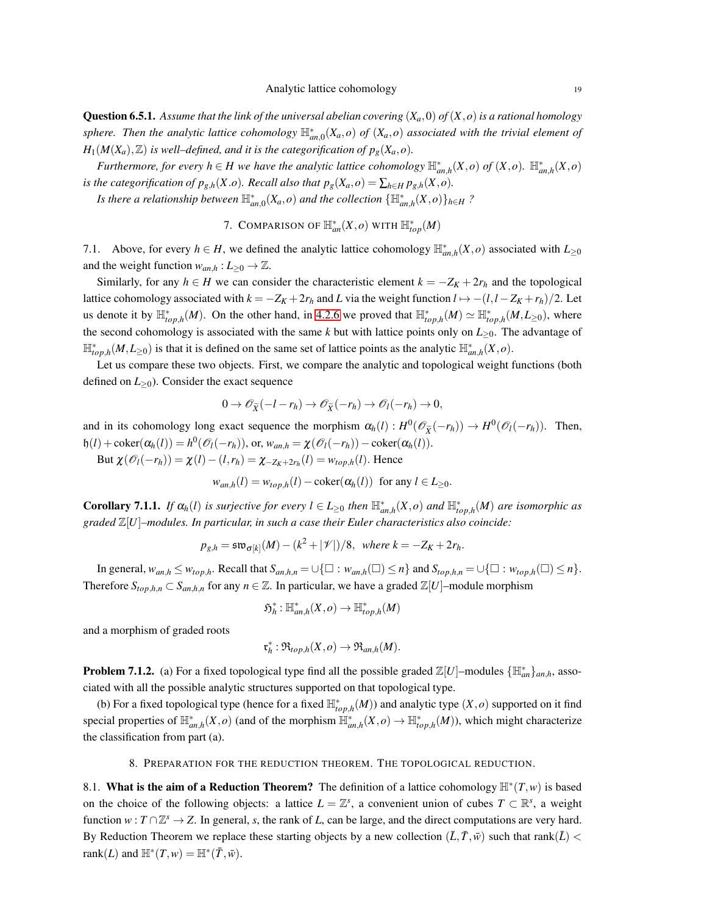**Question 6.5.1.** *Assume that the link of the universal abelian covering $(X_a,0)$ of $(X,o)$ is a rational homology sphere. Then the analytic lattice cohomology $\mathbb{H}^*_{an,0}(X_a,o)$ of $(X_a,o)$ associated with the trivial element of $H_1(M(X_a),\mathbb{Z})$ is well–defined, and it is the categorification of $p_g(X_a,o)$.*

*Furthermore, for every $h\in H$ we have the analytic lattice cohomology $\mathbb{H}^*_{an,h}(X,o)$ of $(X,o)$. $\mathbb{H}^*_{an,h}(X,o)$ is the categorification of $p_{g,h}(X.o)$. Recall also that $p_g(X_a,o)=\sum_{h\in H} p_{g,h}(X,o)$.*

*Is there a relationship between $\mathbb{H}^*_{an,0}(X_a,o)$ and the collection $\{\mathbb{H}^*_{an,h}(X,o)\}_{h\in H}$ ?*

## 7. Comparison of $\mathbb{H}^*_{an}(X,o)$ with $\mathbb{H}^*_{top}(M)$

7.1. Above, for every $h\in H$, we defined the analytic lattice cohomology $\mathbb{H}^*_{an,h}(X,o)$ associated with $L_{\geq 0}$ and the weight function $w_{an,h}: L_{\geq 0}\to\mathbb{Z}$.

Similarly, for any $h\in H$ we can consider the characteristic element $k=-Z_K+2r_h$ and the topological lattice cohomology associated with $k=-Z_K+2r_h$ and $L$ via the weight function $l\mapsto -(l,l-Z_K+r_h)/2$. Let us denote it by $\mathbb{H}^*_{top,h}(M)$. On the other hand, in 4.2.6 we proved that $\mathbb{H}^*_{top,h}(M)\simeq \mathbb{H}^*_{top,h}(M,L_{\geq 0})$, where the second cohomology is associated with the same $k$ but with lattice points only on $L_{\geq 0}$. The advantage of $\mathbb{H}^*_{top,h}(M,L_{\geq 0})$ is that it is defined on the same set of lattice points as the analytic $\mathbb{H}^*_{an,h}(X,o)$.

Let us compare these two objects. First, we compare the analytic and topological weight functions (both defined on $L_{\geq 0}$). Consider the exact sequence

$$0\to \mathscr{O}_{\widetilde{X}}(-l-r_h)\to \mathscr{O}_{\widetilde{X}}(-r_h)\to \mathscr{O}_l(-r_h)\to 0,$$

and in its cohomology long exact sequence the morphism $\alpha_h(l): H^0(\mathscr{O}_{\widetilde{X}}(-r_h))\to H^0(\mathscr{O}_l(-r_h))$. Then, $\mathfrak{h}(l)+\operatorname{coker}(\alpha_h(l))=h^0(\mathscr{O}_l(-r_h))$, or, $w_{an,h}=\chi(\mathscr{O}_l(-r_h))-\operatorname{coker}(\alpha_h(l))$.

But $\chi(\mathscr{O}_l(-r_h))=\chi(l)-(l,r_h)=\chi_{-Z_K+2r_h}(l)=w_{top,h}(l)$. Hence

$$w_{an,h}(l)=w_{top,h}(l)-\operatorname{coker}(\alpha_h(l)) \ \text{ for any } l\in L_{\geq 0}.$$

**Corollary 7.1.1.** *If $\alpha_h(l)$ is surjective for every $l\in L_{\geq 0}$ then $\mathbb{H}^*_{an,h}(X,o)$ and $\mathbb{H}^*_{top,h}(M)$ are isomorphic as graded $\mathbb{Z}[U]$–modules. In particular, in such a case their Euler characteristics also coincide:*

$$p_{g,h}=\mathfrak{sw}_{\sigma[k]}(M)-(k^2+|\mathscr{V}|)/8, \ \text{ where } k=-Z_K+2r_h.$$

In general, $w_{an,h}\leq w_{top,h}$. Recall that $S_{an,h,n}=\cup\{\square : w_{an,h}(\square)\leq n\}$ and $S_{top,h,n}=\cup\{\square : w_{top,h}(\square)\leq n\}$. Therefore $S_{top,h,n}\subset S_{an,h,n}$ for any $n\in\mathbb{Z}$. In particular, we have a graded $\mathbb{Z}[U]$–module morphism

$$\mathfrak{H}^*_h : \mathbb{H}^*_{an,h}(X,o)\to \mathbb{H}^*_{top,h}(M)$$

and a morphism of graded roots

$$\mathfrak{r}^*_h : \mathfrak{R}_{top,h}(X,o)\to \mathfrak{R}_{an,h}(M).$$

**Problem 7.1.2.** (a) For a fixed topological type find all the possible graded $\mathbb{Z}[U]$–modules $\{\mathbb{H}^*_{an}\}_{an,h}$, associated with all the possible analytic structures supported on that topological type.

(b) For a fixed topological type (hence for a fixed $\mathbb{H}^*_{top,h}(M)$) and analytic type $(X,o)$ supported on it find special properties of $\mathbb{H}^*_{an,h}(X,o)$ (and of the morphism $\mathbb{H}^*_{an,h}(X,o)\to\mathbb{H}^*_{top,h}(M)$), which might characterize the classification from part (a).

## 8. Preparation for the reduction theorem. The topological reduction.

8.1. **What is the aim of a Reduction Theorem?** The definition of a lattice cohomology $\mathbb{H}^*(T,w)$ is based on the choice of the following objects: a lattice $L=\mathbb{Z}^s$, a convenient union of cubes $T\subset\mathbb{R}^s$, a weight function $w: T\cap\mathbb{Z}^s\to Z$. In general, $s$, the rank of $L$, can be large, and the direct computations are very hard. By Reduction Theorem we replace these starting objects by a new collection $(\bar{L},\bar{T},\bar{w})$ such that $\operatorname{rank}(\bar{L})<\operatorname{rank}(L)$ and $\mathbb{H}^*(T,w)=\mathbb{H}^*(\bar{T},\bar{w})$.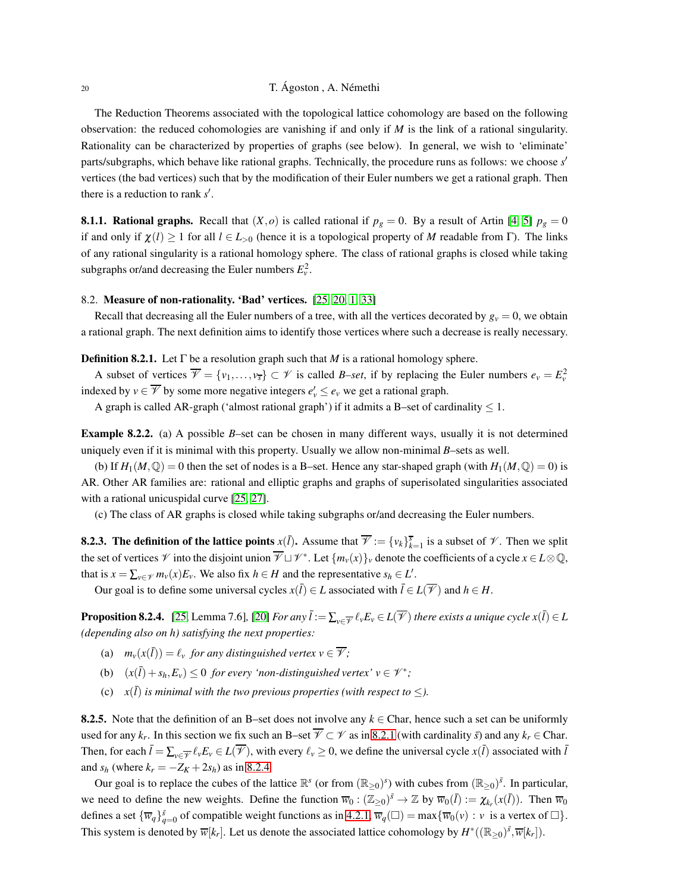The Reduction Theorems associated with the topological lattice cohomology are based on the following observation: the reduced cohomologies are vanishing if and only if $M$ is the link of a rational singularity. Rationality can be characterized by properties of graphs (see below). In general, we wish to 'eliminate' parts/subgraphs, which behave like rational graphs. Technically, the procedure runs as follows: we choose $s'$ vertices (the bad vertices) such that by the modification of their Euler numbers we get a rational graph. Then there is a reduction to rank $s'$.

**8.1.1. Rational graphs.** Recall that $(X,o)$ is called rational if $p_g = 0$. By a result of Artin [4, 5] $p_g = 0$ if and only if $\chi(l) \geq 1$ for all $l \in L_{>0}$ (hence it is a topological property of $M$ readable from $\Gamma$). The links of any rational singularity is a rational homology sphere. The class of rational graphs is closed while taking subgraphs or/and decreasing the Euler numbers $E_v^2$.

## 8.2. Measure of non-rationality. 'Bad' vertices. [25, 20, 1, 33]

Recall that decreasing all the Euler numbers of a tree, with all the vertices decorated by $g_v = 0$, we obtain a rational graph. The next definition aims to identify those vertices where such a decrease is really necessary.

**Definition 8.2.1.** Let $\Gamma$ be a resolution graph such that $M$ is a rational homology sphere.

A subset of vertices $\overline{\mathscr{V}} = \{v_1, \ldots, v_{\bar{s}}\} \subset \mathscr{V}$ is called *B–set*, if by replacing the Euler numbers $e_v = E_v^2$ indexed by $v \in \overline{\mathscr{V}}$ by some more negative integers $e'_v \leq e_v$ we get a rational graph.

A graph is called AR-graph ('almost rational graph') if it admits a B–set of cardinality $\leq 1$.

**Example 8.2.2.** (a) A possible *B*–set can be chosen in many different ways, usually it is not determined uniquely even if it is minimal with this property. Usually we allow non-minimal *B*–sets as well.

(b) If $H_1(M,\mathbb{Q}) = 0$ then the set of nodes is a B–set. Hence any star-shaped graph (with $H_1(M,\mathbb{Q}) = 0$) is AR. Other AR families are: rational and elliptic graphs and graphs of superisolated singularities associated with a rational unicuspidal curve [25, 27].

(c) The class of AR graphs is closed while taking subgraphs or/and decreasing the Euler numbers.

**8.2.3. The definition of the lattice points $x(\bar{l})$.** Assume that $\overline{\mathscr{V}} := \{v_k\}_{k=1}^{\bar{s}}$ is a subset of $\mathscr{V}$. Then we split the set of vertices $\mathscr{V}$ into the disjoint union $\overline{\mathscr{V}} \sqcup \mathscr{V}^*$. Let $\{m_v(x)\}_v$ denote the coefficients of a cycle $x \in L \otimes \mathbb{Q}$, that is $x = \sum_{v \in \mathscr{V}} m_v(x) E_v$. We also fix $h \in H$ and the representative $s_h \in L'$.

Our goal is to define some universal cycles $x(\bar{l}) \in L$ associated with $\bar{l} \in L(\overline{\mathscr{V}})$ and $h \in H$.

**Proposition 8.2.4.** [25, Lemma 7.6], [20] *For any $\bar{l} := \sum_{v \in \overline{\mathscr{V}}} \ell_v E_v \in L(\overline{\mathscr{V}})$ there exists a unique cycle $x(\bar{l}) \in L$ (depending also on h) satisfying the next properties:*

(a) $m_v(x(\bar{l})) = \ell_v$ *for any distinguished vertex $v \in \overline{\mathscr{V}}$;*

(b) $(x(\bar{l}) + s_h, E_v) \leq 0$ *for every 'non-distinguished vertex' $v \in \mathscr{V}^*$;*

(c) $x(\bar{l})$ *is minimal with the two previous properties (with respect to $\leq$).*

**8.2.5.** Note that the definition of an B–set does not involve any $k \in \mathrm{Char}$, hence such a set can be uniformly used for any $k_r$. In this section we fix such an B–set $\overline{\mathscr{V}} \subset \mathscr{V}$ as in 8.2.1 (with cardinality $\bar{s}$) and any $k_r \in \mathrm{Char}$. Then, for each $\bar{l} = \sum_{v \in \overline{\mathscr{V}}} \ell_v E_v \in L(\overline{\mathscr{V}})$, with every $\ell_v \geq 0$, we define the universal cycle $x(\bar{l})$ associated with $\bar{l}$ and $s_h$ (where $k_r = -Z_K + 2s_h$) as in 8.2.4.

Our goal is to replace the cubes of the lattice $\mathbb{R}^s$ (or from $(\mathbb{R}_{\geq 0})^s$) with cubes from $(\mathbb{R}_{\geq 0})^{\bar{s}}$. In particular, we need to define the new weights. Define the function $\overline{w}_0 : (\mathbb{Z}_{\geq 0})^{\bar{s}} \to \mathbb{Z}$ by $\overline{w}_0(\bar{l}) := \chi_{k_r}(x(\bar{l}))$. Then $\overline{w}_0$ defines a set $\{\overline{w}_q\}_{q=0}^{\bar{s}}$ of compatible weight functions as in 4.2.1, $\overline{w}_q(\square) = \max\{\overline{w}_0(v) : v \text{ is a vertex of } \square\}$. This system is denoted by $\overline{w}[k_r]$. Let us denote the associated lattice cohomology by $H^*((\mathbb{R}_{\geq 0})^{\bar{s}}, \overline{w}[k_r])$.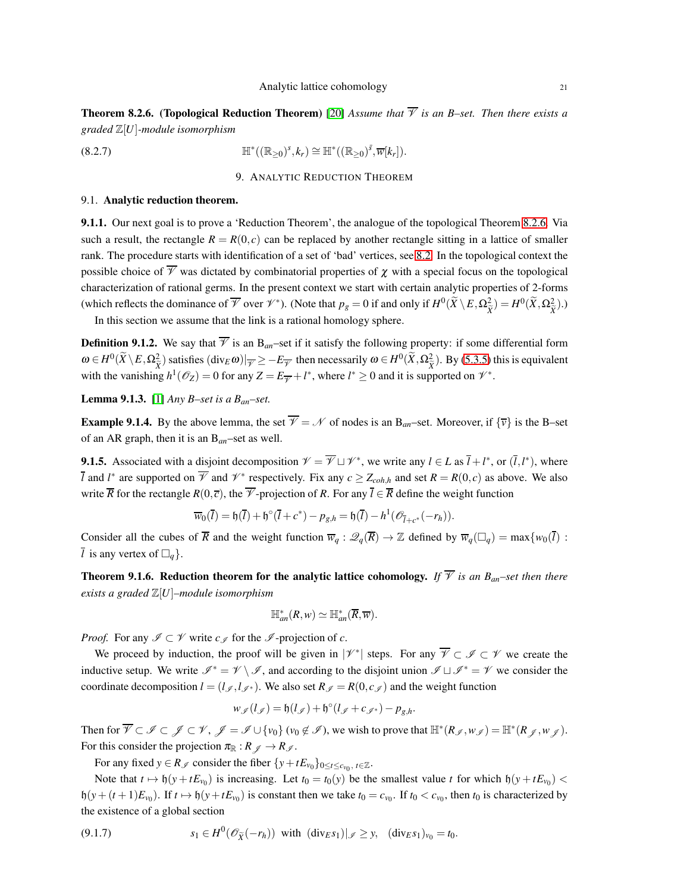**Theorem 8.2.6. (Topological Reduction Theorem)** [20] *Assume that $\overline{\mathcal{V}}$ is an B–set. Then there exists a graded $\mathbb{Z}[U]$-module isomorphism*

$$\mathbb{H}^*((\mathbb{R}_{\geq 0})^s, k_r) \cong \mathbb{H}^*((\mathbb{R}_{\geq 0})^{\bar{s}}, \overline{w}[k_r]). \tag{8.2.7}$$

## 9. Analytic Reduction Theorem

### 9.1. Analytic reduction theorem.

**9.1.1.** Our next goal is to prove a 'Reduction Theorem', the analogue of the topological Theorem 8.2.6. Via such a result, the rectangle $R = R(0,c)$ can be replaced by another rectangle sitting in a lattice of smaller rank. The procedure starts with identification of a set of 'bad' vertices, see 8.2. In the topological context the possible choice of $\overline{\mathcal{V}}$ was dictated by combinatorial properties of $\chi$ with a special focus on the topological characterization of rational germs. In the present context we start with certain analytic properties of 2-forms (which reflects the dominance of $\overline{\mathcal{V}}$ over $\mathcal{V}^*$). (Note that $p_g = 0$ if and only if $H^0(\widetilde{X}\setminus E, \Omega^2_{\widetilde{X}}) = H^0(\widetilde{X}, \Omega^2_{\widetilde{X}})$.)

In this section we assume that the link is a rational homology sphere.

**Definition 9.1.2.** We say that $\overline{\mathcal{V}}$ is an B$_{an}$–set if it satisfy the following property: if some differential form $\omega \in H^0(\widetilde{X}\setminus E, \Omega^2_{\widetilde{X}})$ satisfies $(\mathrm{div}_E\,\omega)|_{\overline{\mathcal{V}}} \geq -E_{\overline{\mathcal{V}}}$ then necessarily $\omega \in H^0(\widetilde{X}, \Omega^2_{\widetilde{X}})$. By (5.3.5) this is equivalent with the vanishing $h^1(\mathcal{O}_Z) = 0$ for any $Z = E_{\overline{\mathcal{V}}} + l^*$, where $l^* \geq 0$ and it is supported on $\mathcal{V}^*$.

**Lemma 9.1.3.** [1] *Any B–set is a B$_{an}$–set.*

**Example 9.1.4.** By the above lemma, the set $\overline{\mathcal{V}} = \mathcal{N}$ of nodes is an B$_{an}$–set. Moreover, if $\{\overline{v}\}$ is the B–set of an AR graph, then it is an B$_{an}$–set as well.

**9.1.5.** Associated with a disjoint decomposition $\mathcal{V} = \overline{\mathcal{V}} \sqcup \mathcal{V}^*$, we write any $l \in L$ as $\overline{l} + l^*$, or $(\overline{l}, l^*)$, where $\overline{l}$ and $l^*$ are supported on $\overline{\mathcal{V}}$ and $\mathcal{V}^*$ respectively. Fix any $c \geq Z_{coh,h}$ and set $R = R(0,c)$ as above. We also write $\overline{R}$ for the rectangle $R(0,\overline{c})$, the $\overline{\mathcal{V}}$-projection of $R$. For any $\overline{l} \in \overline{R}$ define the weight function

$$\overline{w}_0(\overline{l}) = \mathfrak{h}(\overline{l}) + \mathfrak{h}^\circ(\overline{l} + c^*) - p_{g,h} = \mathfrak{h}(\overline{l}) - h^1(\mathcal{O}_{\overline{l}+c^*}(-r_h)).$$

Consider all the cubes of $\overline{R}$ and the weight function $\overline{w}_q : \mathcal{Q}_q(\overline{R}) \to \mathbb{Z}$ defined by $\overline{w}_q(\square_q) = \max\{w_0(\overline{l}) :$ $\overline{l}$ is any vertex of $\square_q\}$.

**Theorem 9.1.6. Reduction theorem for the analytic lattice cohomology.** *If $\overline{\mathcal{V}}$ is an B$_{an}$–set then there exists a graded $\mathbb{Z}[U]$–module isomorphism*

$$\mathbb{H}^*_{an}(R, w) \simeq \mathbb{H}^*_{an}(\overline{R}, \overline{w}).$$

*Proof.* For any $\mathcal{I} \subset \mathcal{V}$ write $c_{\mathcal{I}}$ for the $\mathcal{I}$-projection of $c$.

We proceed by induction, the proof will be given in $|\mathcal{V}^*|$ steps. For any $\overline{\mathcal{V}} \subset \mathcal{I} \subset \mathcal{V}$ we create the inductive setup. We write $\mathcal{I}^* = \mathcal{V} \setminus \mathcal{I}$, and according to the disjoint union $\mathcal{I} \sqcup \mathcal{I}^* = \mathcal{V}$ we consider the coordinate decomposition $l = (l_{\mathcal{I}}, l_{\mathcal{I}^*})$. We also set $R_{\mathcal{I}} = R(0, c_{\mathcal{I}})$ and the weight function

$$w_{\mathcal{I}}(l_{\mathcal{I}}) = \mathfrak{h}(l_{\mathcal{I}}) + \mathfrak{h}^\circ(l_{\mathcal{I}} + c_{\mathcal{I}^*}) - p_{g,h}.$$

Then for $\overline{\mathcal{V}} \subset \mathcal{I} \subset \mathcal{J} \subset \mathcal{V}$, $\mathcal{J} = \mathcal{I} \cup \{v_0\}$ ($v_0 \notin \mathcal{I}$), we wish to prove that $\mathbb{H}^*(R_{\mathcal{I}}, w_{\mathcal{I}}) = \mathbb{H}^*(R_{\mathcal{J}}, w_{\mathcal{J}})$. For this consider the projection $\pi_{\mathbb{R}} : R_{\mathcal{J}} \to R_{\mathcal{I}}$.

For any fixed $y \in R_{\mathcal{I}}$ consider the fiber $\{y + tE_{v_0}\}_{0 \leq t \leq c_{v_0},\, t \in \mathbb{Z}}$.

Note that $t \mapsto \mathfrak{h}(y + tE_{v_0})$ is increasing. Let $t_0 = t_0(y)$ be the smallest value $t$ for which $\mathfrak{h}(y + tE_{v_0}) < \mathfrak{h}(y + (t+1)E_{v_0})$. If $t \mapsto \mathfrak{h}(y + tE_{v_0})$ is constant then we take $t_0 = c_{v_0}$. If $t_0 < c_{v_0}$, then $t_0$ is characterized by the existence of a global section

$$s_1 \in H^0(\mathcal{O}_{\widetilde{X}}(-r_h)) \ \text{ with } \ (\mathrm{div}_E s_1)|_{\mathcal{I}} \geq y, \quad (\mathrm{div}_E s_1)_{v_0} = t_0. \tag{9.1.7}$$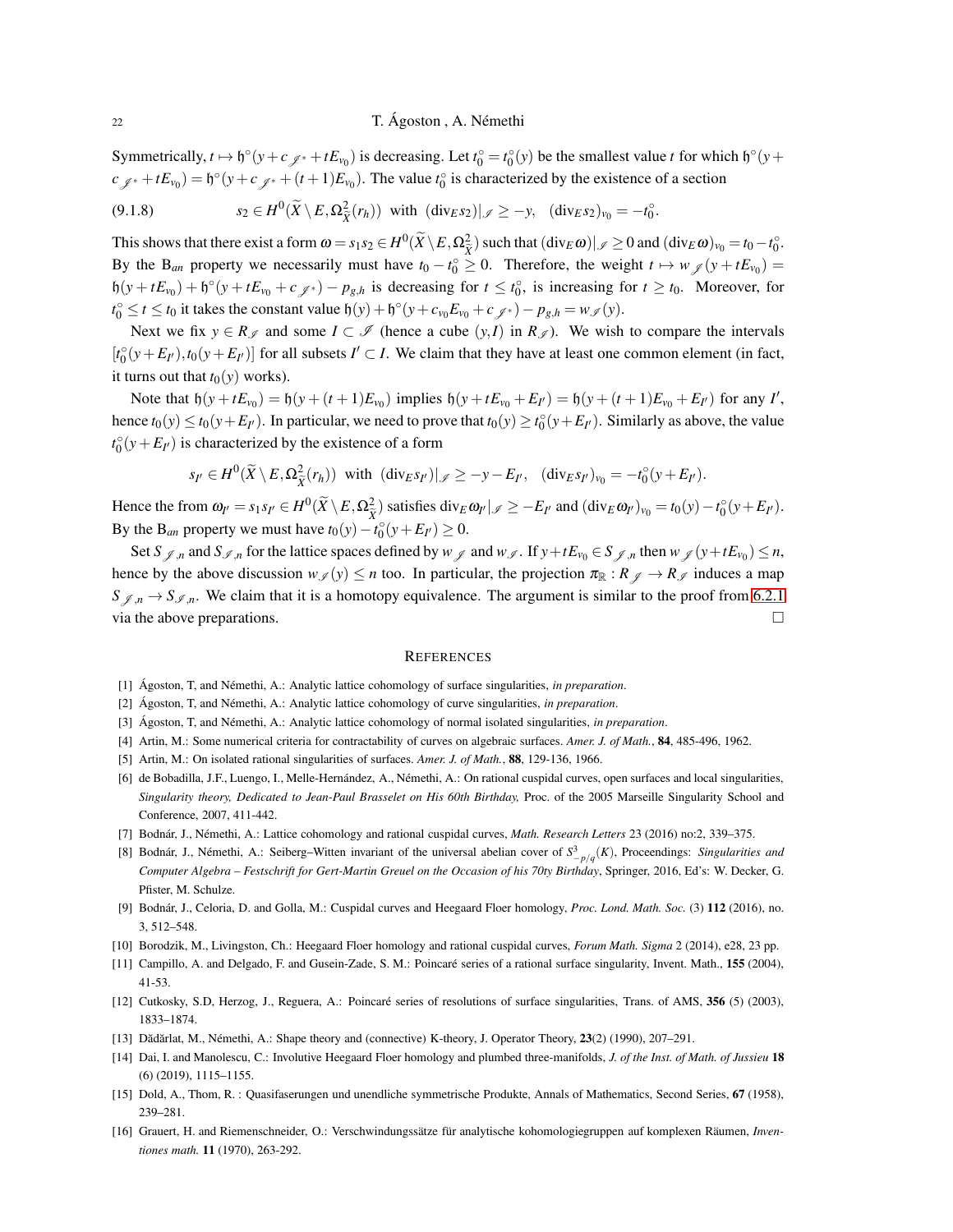Symmetrically, $t \mapsto \mathfrak{h}^\circ(y + c_{\mathscr{J}^*} + tE_{v_0})$ is decreasing. Let $t_0^\circ = t_0^\circ(y)$ be the smallest value $t$ for which $\mathfrak{h}^\circ(y + c_{\mathscr{J}^*} + tE_{v_0}) = \mathfrak{h}^\circ(y + c_{\mathscr{J}^*} + (t+1)E_{v_0})$. The value $t_0^\circ$ is characterized by the existence of a section

$$(9.1.8) \qquad s_2 \in H^0(\widetilde{X} \setminus E, \Omega^2_{\widetilde{X}}(r_h)) \ \text{ with } \ (\mathrm{div}_E s_2)|_{\mathscr{I}} \geq -y, \ \ (\mathrm{div}_E s_2)_{v_0} = -t_0^\circ.$$

This shows that there exist a form $\omega = s_1 s_2 \in H^0(\widetilde{X} \setminus E, \Omega^2_{\widetilde{X}})$ such that $(\mathrm{div}_E \omega)|_{\mathscr{I}} \geq 0$ and $(\mathrm{div}_E \omega)_{v_0} = t_0 - t_0^\circ$. By the B$_{an}$ property we necessarily must have $t_0 - t_0^\circ \geq 0$. Therefore, the weight $t \mapsto w_{\mathscr{J}}(y + tE_{v_0}) = \mathfrak{h}(y + tE_{v_0}) + \mathfrak{h}^\circ(y + tE_{v_0} + c_{\mathscr{J}^*}) - p_{g,h}$ is decreasing for $t \leq t_0^\circ$, is increasing for $t \geq t_0$. Moreover, for $t_0^\circ \leq t \leq t_0$ it takes the constant value $\mathfrak{h}(y) + \mathfrak{h}^\circ(y + c_{v_0}E_{v_0} + c_{\mathscr{J}^*}) - p_{g,h} = w_{\mathscr{I}}(y)$.

Next we fix $y \in R_{\mathscr{I}}$ and some $I \subset \mathscr{I}$ (hence a cube $(y, I)$ in $R_{\mathscr{I}}$). We wish to compare the intervals $[t_0^\circ(y + E_{I'}), t_0(y + E_{I'})]$ for all subsets $I' \subset I$. We claim that they have at least one common element (in fact, it turns out that $t_0(y)$ works).

Note that $\mathfrak{h}(y + tE_{v_0}) = \mathfrak{h}(y + (t+1)E_{v_0})$ implies $\mathfrak{h}(y + tE_{v_0} + E_{I'}) = \mathfrak{h}(y + (t+1)E_{v_0} + E_{I'})$ for any $I'$, hence $t_0(y) \leq t_0(y + E_{I'})$. In particular, we need to prove that $t_0(y) \geq t_0^\circ(y + E_{I'})$. Similarly as above, the value $t_0^\circ(y + E_{I'})$ is characterized by the existence of a form

$$s_{I'} \in H^0(\widetilde{X} \setminus E, \Omega^2_{\widetilde{X}}(r_h)) \ \text{ with } \ (\mathrm{div}_E s_{I'})|_{\mathscr{I}} \geq -y - E_{I'}, \ \ (\mathrm{div}_E s_{I'})_{v_0} = -t_0^\circ(y + E_{I'}).$$

Hence the from $\omega_{I'} = s_1 s_{I'} \in H^0(\widetilde{X} \setminus E, \Omega^2_{\widetilde{X}})$ satisfies $\mathrm{div}_E \omega_{I'}|_{\mathscr{I}} \geq -E_{I'}$ and $(\mathrm{div}_E \omega_{I'})_{v_0} = t_0(y) - t_0^\circ(y + E_{I'})$. By the B$_{an}$ property we must have $t_0(y) - t_0^\circ(y + E_{I'}) \geq 0$.

Set $S_{\mathscr{J},n}$ and $S_{\mathscr{I},n}$ for the lattice spaces defined by $w_{\mathscr{J}}$ and $w_{\mathscr{I}}$. If $y + tE_{v_0} \in S_{\mathscr{J},n}$ then $w_{\mathscr{J}}(y + tE_{v_0}) \leq n$, hence by the above discussion $w_{\mathscr{I}}(y) \leq n$ too. In particular, the projection $\pi_{\mathbb{R}} : R_{\mathscr{J}} \to R_{\mathscr{I}}$ induces a map $S_{\mathscr{J},n} \to S_{\mathscr{I},n}$. We claim that it is a homotopy equivalence. The argument is similar to the proof from 6.2.1 via the above preparations. □

## References

[1] Ágoston, T, and Némethi, A.: Analytic lattice cohomology of surface singularities, *in preparation*.

[2] Ágoston, T, and Némethi, A.: Analytic lattice cohomology of curve singularities, *in preparation*.

[3] Ágoston, T, and Némethi, A.: Analytic lattice cohomology of normal isolated singularities, *in preparation*.

[4] Artin, M.: Some numerical criteria for contractability of curves on algebraic surfaces. *Amer. J. of Math.*, **84**, 485-496, 1962.

[5] Artin, M.: On isolated rational singularities of surfaces. *Amer. J. of Math.*, **88**, 129-136, 1966.

[6] de Bobadilla, J.F., Luengo, I., Melle-Hernández, A., Némethi, A.: On rational cuspidal curves, open surfaces and local singularities, *Singularity theory, Dedicated to Jean-Paul Brasselet on His 60th Birthday,* Proc. of the 2005 Marseille Singularity School and Conference, 2007, 411-442.

[7] Bodnár, J., Némethi, A.: Lattice cohomology and rational cuspidal curves, *Math. Research Letters* 23 (2016) no:2, 339–375.

[8] Bodnár, J., Némethi, A.: Seiberg–Witten invariant of the universal abelian cover of $S^3_{-p/q}(K)$, Proceendings: *Singularities and Computer Algebra – Festschrift for Gert-Martin Greuel on the Occasion of his 70ty Birthday*, Springer, 2016, Ed's: W. Decker, G. Pfister, M. Schulze.

[9] Bodnár, J., Celoria, D. and Golla, M.: Cuspidal curves and Heegaard Floer homology, *Proc. Lond. Math. Soc.* (3) **112** (2016), no. 3, 512–548.

[10] Borodzik, M., Livingston, Ch.: Heegaard Floer homology and rational cuspidal curves, *Forum Math. Sigma* 2 (2014), e28, 23 pp.

[11] Campillo, A. and Delgado, F. and Gusein-Zade, S. M.: Poincaré series of a rational surface singularity, Invent. Math., **155** (2004), 41-53.

[12] Cutkosky, S.D, Herzog, J., Reguera, A.: Poincaré series of resolutions of surface singularities, Trans. of AMS, **356** (5) (2003), 1833–1874.

[13] Dădărlat, M., Némethi, A.: Shape theory and (connective) K-theory, J. Operator Theory, **23**(2) (1990), 207–291.

[14] Dai, I. and Manolescu, C.: Involutive Heegaard Floer homology and plumbed three-manifolds, *J. of the Inst. of Math. of Jussieu* **18** (6) (2019), 1115–1155.

[15] Dold, A., Thom, R. : Quasifaserungen und unendliche symmetrische Produkte, Annals of Mathematics, Second Series, **67** (1958), 239–281.

[16] Grauert, H. and Riemenschneider, O.: Verschwindungssätze für analytische kohomologiegruppen auf komplexen Räumen, *Inventiones math.* **11** (1970), 263-292.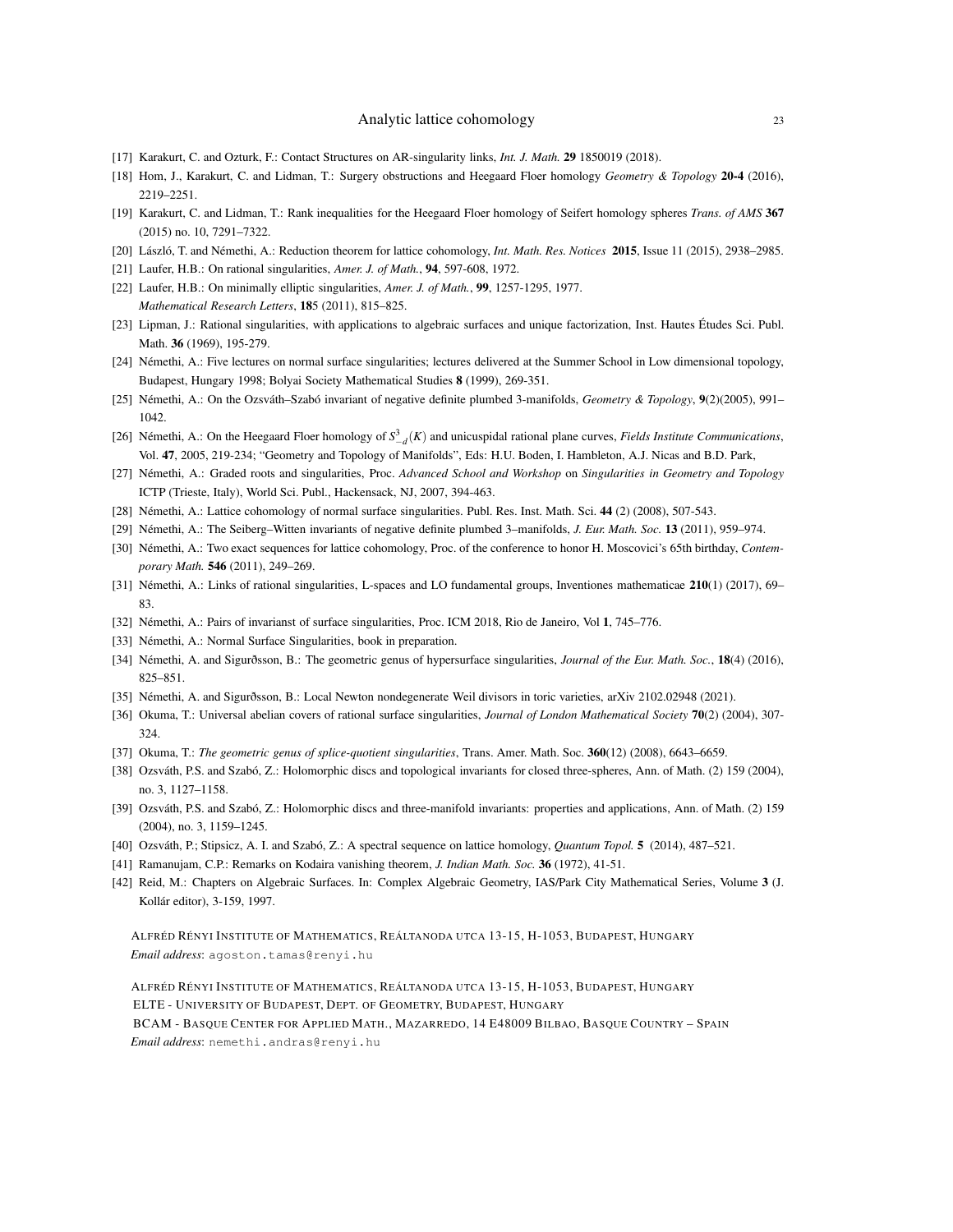[17] Karakurt, C. and Ozturk, F.: Contact Structures on AR-singularity links, *Int. J. Math.* **29** 1850019 (2018).

[18] Hom, J., Karakurt, C. and Lidman, T.: Surgery obstructions and Heegaard Floer homology *Geometry & Topology* **20-4** (2016), 2219–2251.

[19] Karakurt, C. and Lidman, T.: Rank inequalities for the Heegaard Floer homology of Seifert homology spheres *Trans. of AMS* **367** (2015) no. 10, 7291–7322.

[20] László, T. and Némethi, A.: Reduction theorem for lattice cohomology, *Int. Math. Res. Notices* **2015**, Issue 11 (2015), 2938–2985.

[21] Laufer, H.B.: On rational singularities, *Amer. J. of Math.*, **94**, 597-608, 1972.

[22] Laufer, H.B.: On minimally elliptic singularities, *Amer. J. of Math.*, **99**, 1257-1295, 1977. *Mathematical Research Letters*, **18**5 (2011), 815–825.

[23] Lipman, J.: Rational singularities, with applications to algebraic surfaces and unique factorization, Inst. Hautes Études Sci. Publ. Math. **36** (1969), 195-279.

[24] Némethi, A.: Five lectures on normal surface singularities; lectures delivered at the Summer School in Low dimensional topology, Budapest, Hungary 1998; Bolyai Society Mathematical Studies **8** (1999), 269-351.

[25] Némethi, A.: On the Ozsváth–Szabó invariant of negative definite plumbed 3-manifolds, *Geometry & Topology*, **9**(2)(2005), 991–1042.

[26] Némethi, A.: On the Heegaard Floer homology of $S^3_{-d}(K)$ and unicuspidal rational plane curves, *Fields Institute Communications*, Vol. **47**, 2005, 219-234; "Geometry and Topology of Manifolds", Eds: H.U. Boden, I. Hambleton, A.J. Nicas and B.D. Park,

[27] Némethi, A.: Graded roots and singularities, Proc. *Advanced School and Workshop* on *Singularities in Geometry and Topology* ICTP (Trieste, Italy), World Sci. Publ., Hackensack, NJ, 2007, 394-463.

[28] Némethi, A.: Lattice cohomology of normal surface singularities. Publ. Res. Inst. Math. Sci. **44** (2) (2008), 507-543.

[29] Némethi, A.: The Seiberg–Witten invariants of negative definite plumbed 3–manifolds, *J. Eur. Math. Soc.* **13** (2011), 959–974.

[30] Némethi, A.: Two exact sequences for lattice cohomology, Proc. of the conference to honor H. Moscovici's 65th birthday, *Contemporary Math.* **546** (2011), 249–269.

[31] Némethi, A.: Links of rational singularities, L-spaces and LO fundamental groups, Inventiones mathematicae **210**(1) (2017), 69–83.

[32] Némethi, A.: Pairs of invarianst of surface singularities, Proc. ICM 2018, Rio de Janeiro, Vol **1**, 745–776.

[33] Némethi, A.: Normal Surface Singularities, book in preparation.

[34] Némethi, A. and Sigurðsson, B.: The geometric genus of hypersurface singularities, *Journal of the Eur. Math. Soc.*, **18**(4) (2016), 825–851.

[35] Némethi, A. and Sigurðsson, B.: Local Newton nondegenerate Weil divisors in toric varieties, arXiv 2102.02948 (2021).

[36] Okuma, T.: Universal abelian covers of rational surface singularities, *Journal of London Mathematical Society* **70**(2) (2004), 307-324.

[37] Okuma, T.: *The geometric genus of splice-quotient singularities*, Trans. Amer. Math. Soc. **360**(12) (2008), 6643–6659.

[38] Ozsváth, P.S. and Szabó, Z.: Holomorphic discs and topological invariants for closed three-spheres, Ann. of Math. (2) 159 (2004), no. 3, 1127–1158.

[39] Ozsváth, P.S. and Szabó, Z.: Holomorphic discs and three-manifold invariants: properties and applications, Ann. of Math. (2) 159 (2004), no. 3, 1159–1245.

[40] Ozsváth, P.; Stipsicz, A. I. and Szabó, Z.: A spectral sequence on lattice homology, *Quantum Topol.* **5** (2014), 487–521.

[41] Ramanujam, C.P.: Remarks on Kodaira vanishing theorem, *J. Indian Math. Soc.* **36** (1972), 41-51.

[42] Reid, M.: Chapters on Algebraic Surfaces. In: Complex Algebraic Geometry, IAS/Park City Mathematical Series, Volume **3** (J. Kollár editor), 3-159, 1997.

ALFRÉD RÉNYI INSTITUTE OF MATHEMATICS, REÁLTANODA UTCA 13-15, H-1053, BUDAPEST, HUNGARY
*Email address*: agoston.tamas@renyi.hu

ALFRÉD RÉNYI INSTITUTE OF MATHEMATICS, REÁLTANODA UTCA 13-15, H-1053, BUDAPEST, HUNGARY
ELTE - UNIVERSITY OF BUDAPEST, DEPT. OF GEOMETRY, BUDAPEST, HUNGARY
BCAM - BASQUE CENTER FOR APPLIED MATH., MAZARREDO, 14 E48009 BILBAO, BASQUE COUNTRY – SPAIN
*Email address*: nemethi.andras@renyi.hu